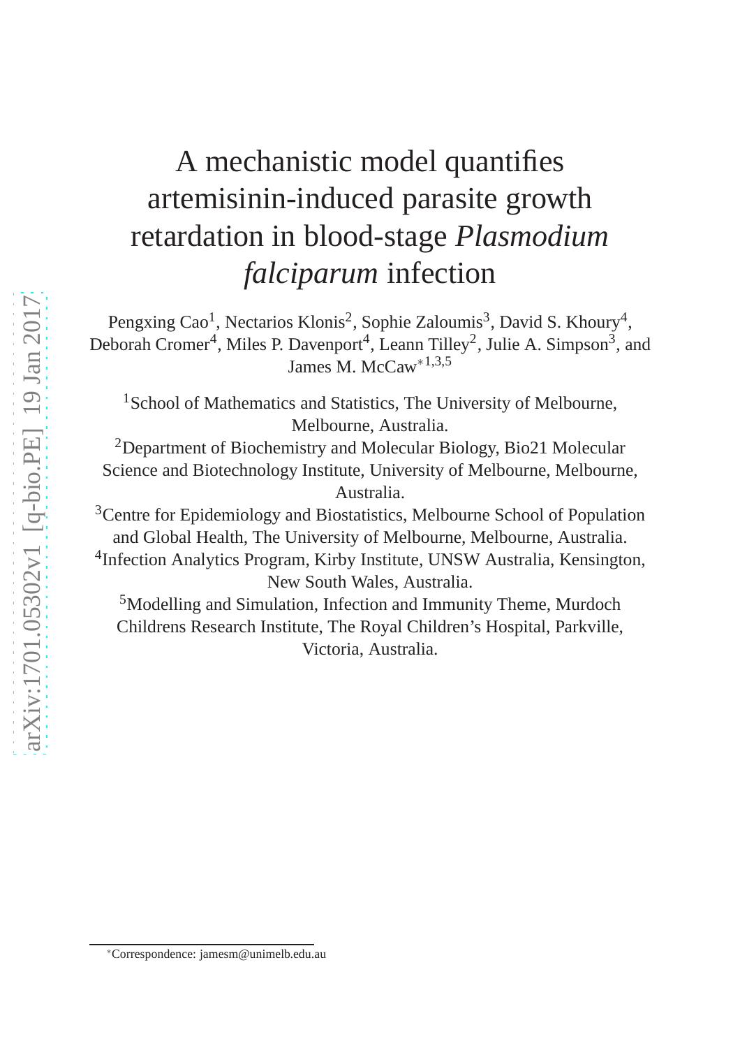# A mechanistic model quantifies artemisinin-induced parasite growth retardation in blood-stage *Plasmodium falciparum* infection

Pengxing Cao[1], Nectarios Klonis[2], Sophie Zaloumis[3], David S. Khoury[4], Deborah Cromer[4], Miles P. Davenport[4], Leann Tilley[2], Julie A. Simpson[3], and James M. McCaw[*1,3,5]

[1]School of Mathematics and Statistics, The University of Melbourne, Melbourne, Australia.

[2]Department of Biochemistry and Molecular Biology, Bio21 Molecular Science and Biotechnology Institute, University of Melbourne, Melbourne, Australia.

[3]Centre for Epidemiology and Biostatistics, Melbourne School of Population and Global Health, The University of Melbourne, Melbourne, Australia.

[4]Infection Analytics Program, Kirby Institute, UNSW Australia, Kensington, New South Wales, Australia.

[5]Modelling and Simulation, Infection and Immunity Theme, Murdoch Childrens Research Institute, The Royal Children's Hospital, Parkville, Victoria, Australia.

[*]Correspondence: jamesm@unimelb.edu.au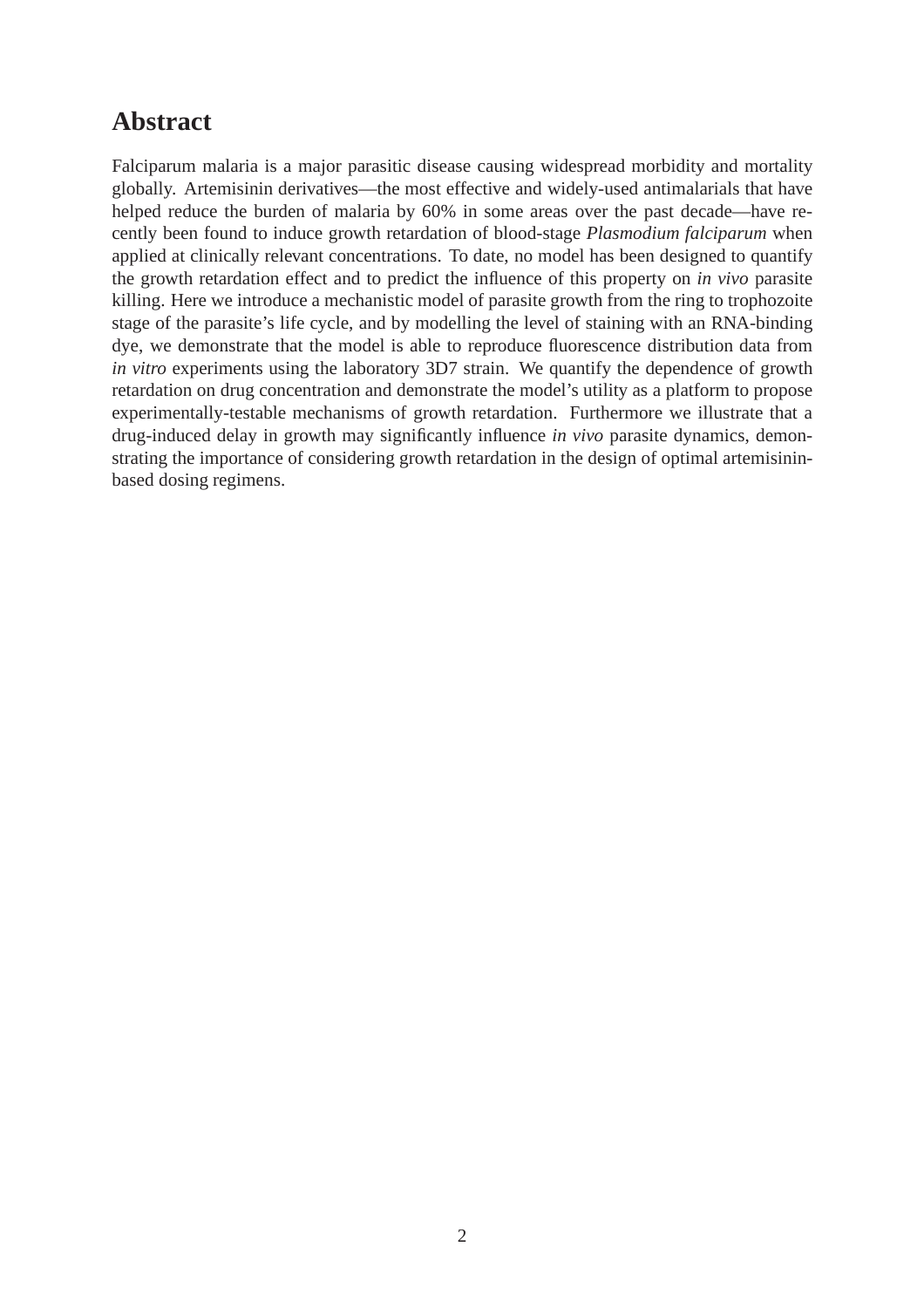# Abstract

Falciparum malaria is a major parasitic disease causing widespread morbidity and mortality globally. Artemisinin derivatives—the most effective and widely-used antimalarials that have helped reduce the burden of malaria by 60% in some areas over the past decade—have recently been found to induce growth retardation of blood-stage *Plasmodium falciparum* when applied at clinically relevant concentrations. To date, no model has been designed to quantify the growth retardation effect and to predict the influence of this property on *in vivo* parasite killing. Here we introduce a mechanistic model of parasite growth from the ring to trophozoite stage of the parasite's life cycle, and by modelling the level of staining with an RNA-binding dye, we demonstrate that the model is able to reproduce fluorescence distribution data from *in vitro* experiments using the laboratory 3D7 strain. We quantify the dependence of growth retardation on drug concentration and demonstrate the model's utility as a platform to propose experimentally-testable mechanisms of growth retardation. Furthermore we illustrate that a drug-induced delay in growth may significantly influence *in vivo* parasite dynamics, demonstrating the importance of considering growth retardation in the design of optimal artemisinin-based dosing regimens.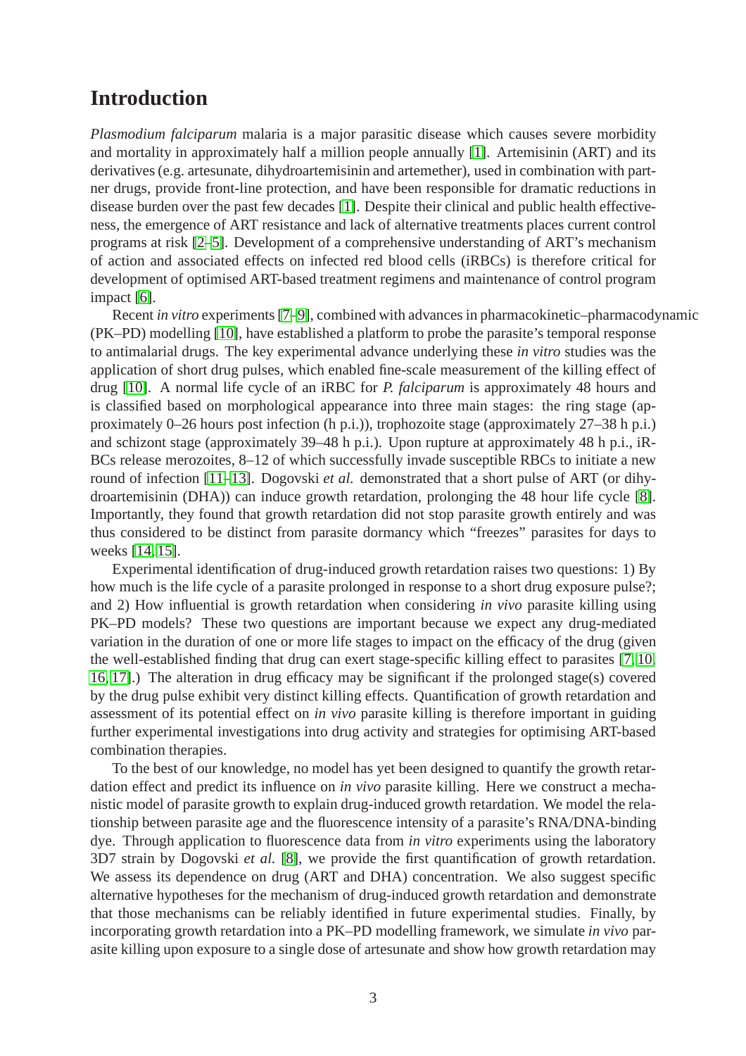# Introduction

*Plasmodium falciparum* malaria is a major parasitic disease which causes severe morbidity and mortality in approximately half a million people annually [1]. Artemisinin (ART) and its derivatives (e.g. artesunate, dihydroartemisinin and artemether), used in combination with partner drugs, provide front-line protection, and have been responsible for dramatic reductions in disease burden over the past few decades [1]. Despite their clinical and public health effectiveness, the emergence of ART resistance and lack of alternative treatments places current control programs at risk [2–5]. Development of a comprehensive understanding of ART's mechanism of action and associated effects on infected red blood cells (iRBCs) is therefore critical for development of optimised ART-based treatment regimens and maintenance of control program impact [6].

Recent *in vitro* experiments [7–9], combined with advances in pharmacokinetic–pharmacodynamic (PK–PD) modelling [10], have established a platform to probe the parasite's temporal response to antimalarial drugs. The key experimental advance underlying these *in vitro* studies was the application of short drug pulses, which enabled fine-scale measurement of the killing effect of drug [10]. A normal life cycle of an iRBC for *P. falciparum* is approximately 48 hours and is classified based on morphological appearance into three main stages: the ring stage (approximately 0–26 hours post infection (h p.i.)), trophozoite stage (approximately 27–38 h p.i.) and schizont stage (approximately 39–48 h p.i.). Upon rupture at approximately 48 h p.i., iRBCs release merozoites, 8–12 of which successfully invade susceptible RBCs to initiate a new round of infection [11–13]. Dogovski *et al.* demonstrated that a short pulse of ART (or dihydroartemisinin (DHA)) can induce growth retardation, prolonging the 48 hour life cycle [8]. Importantly, they found that growth retardation did not stop parasite growth entirely and was thus considered to be distinct from parasite dormancy which "freezes" parasites for days to weeks [14, 15].

Experimental identification of drug-induced growth retardation raises two questions: 1) By how much is the life cycle of a parasite prolonged in response to a short drug exposure pulse?; and 2) How influential is growth retardation when considering *in vivo* parasite killing using PK–PD models? These two questions are important because we expect any drug-mediated variation in the duration of one or more life stages to impact on the efficacy of the drug (given the well-established finding that drug can exert stage-specific killing effect to parasites [7, 10, 16, 17].) The alteration in drug efficacy may be significant if the prolonged stage(s) covered by the drug pulse exhibit very distinct killing effects. Quantification of growth retardation and assessment of its potential effect on *in vivo* parasite killing is therefore important in guiding further experimental investigations into drug activity and strategies for optimising ART-based combination therapies.

To the best of our knowledge, no model has yet been designed to quantify the growth retardation effect and predict its influence on *in vivo* parasite killing. Here we construct a mechanistic model of parasite growth to explain drug-induced growth retardation. We model the relationship between parasite age and the fluorescence intensity of a parasite's RNA/DNA-binding dye. Through application to fluorescence data from *in vitro* experiments using the laboratory 3D7 strain by Dogovski *et al.* [8], we provide the first quantification of growth retardation. We assess its dependence on drug (ART and DHA) concentration. We also suggest specific alternative hypotheses for the mechanism of drug-induced growth retardation and demonstrate that those mechanisms can be reliably identified in future experimental studies. Finally, by incorporating growth retardation into a PK–PD modelling framework, we simulate *in vivo* parasite killing upon exposure to a single dose of artesunate and show how growth retardation may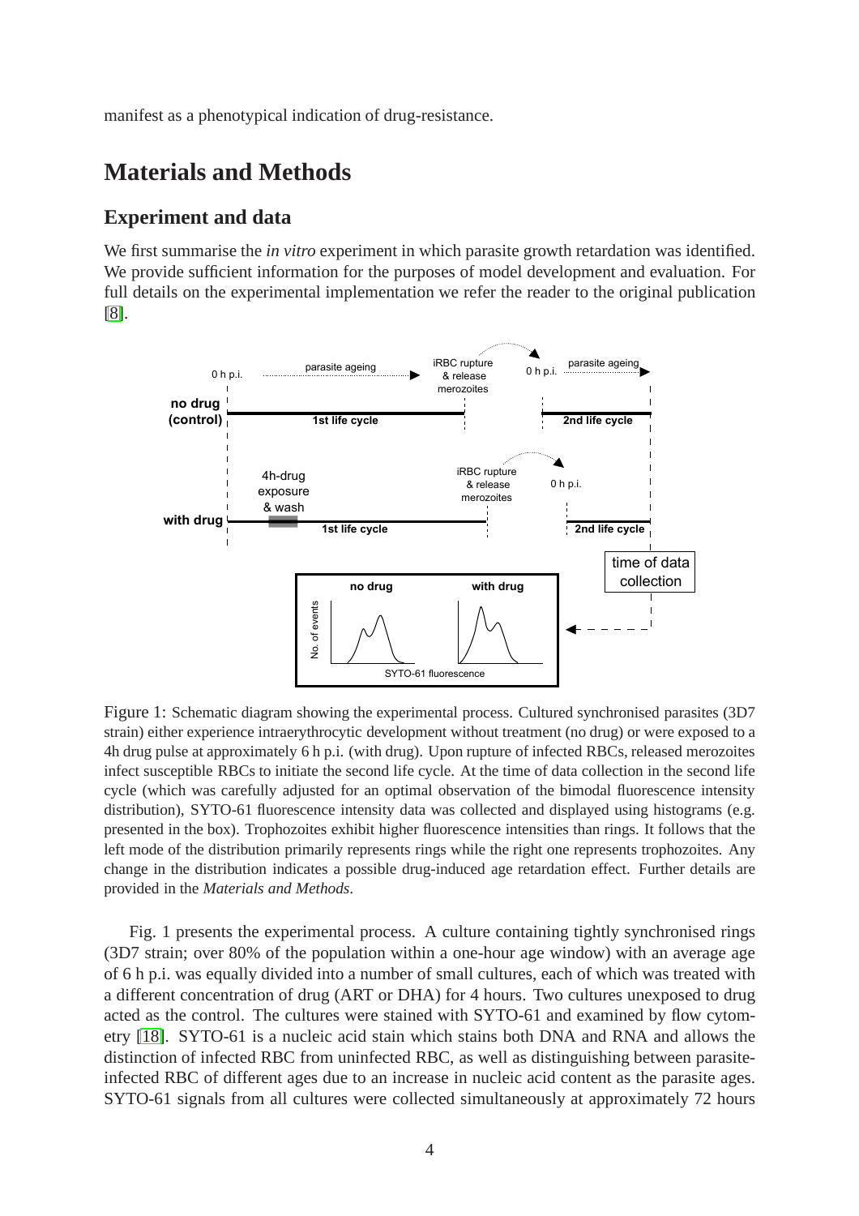manifest as a phenotypical indication of drug-resistance.

# Materials and Methods

## Experiment and data

We first summarise the *in vitro* experiment in which parasite growth retardation was identified. We provide sufficient information for the purposes of model development and evaluation. For full details on the experimental implementation we refer the reader to the original publication [8].

0 h p.i.
parasite ageing
iRBC rupture & release merozoites
0 h p.i.
parasite ageing
no drug (control)
1st life cycle
2nd life cycle
4h-drug exposure & wash
iRBC rupture & release merozoites
0 h p.i.
with drug
1st life cycle
2nd life cycle
time of data collection
no drug
with drug
No. of events
SYTO-61 fluorescence

Figure 1: Schematic diagram showing the experimental process. Cultured synchronised parasites (3D7 strain) either experience intraerythrocytic development without treatment (no drug) or were exposed to a 4h drug pulse at approximately 6 h p.i. (with drug). Upon rupture of infected RBCs, released merozoites infect susceptible RBCs to initiate the second life cycle. At the time of data collection in the second life cycle (which was carefully adjusted for an optimal observation of the bimodal fluorescence intensity distribution), SYTO-61 fluorescence intensity data was collected and displayed using histograms (e.g. presented in the box). Trophozoites exhibit higher fluorescence intensities than rings. It follows that the left mode of the distribution primarily represents rings while the right one represents trophozoites. Any change in the distribution indicates a possible drug-induced age retardation effect. Further details are provided in the *Materials and Methods*.

Fig. 1 presents the experimental process. A culture containing tightly synchronised rings (3D7 strain; over 80% of the population within a one-hour age window) with an average age of 6 h p.i. was equally divided into a number of small cultures, each of which was treated with a different concentration of drug (ART or DHA) for 4 hours. Two cultures unexposed to drug acted as the control. The cultures were stained with SYTO-61 and examined by flow cytometry [18]. SYTO-61 is a nucleic acid stain which stains both DNA and RNA and allows the distinction of infected RBC from uninfected RBC, as well as distinguishing between parasite-infected RBC of different ages due to an increase in nucleic acid content as the parasite ages. SYTO-61 signals from all cultures were collected simultaneously at approximately 72 hours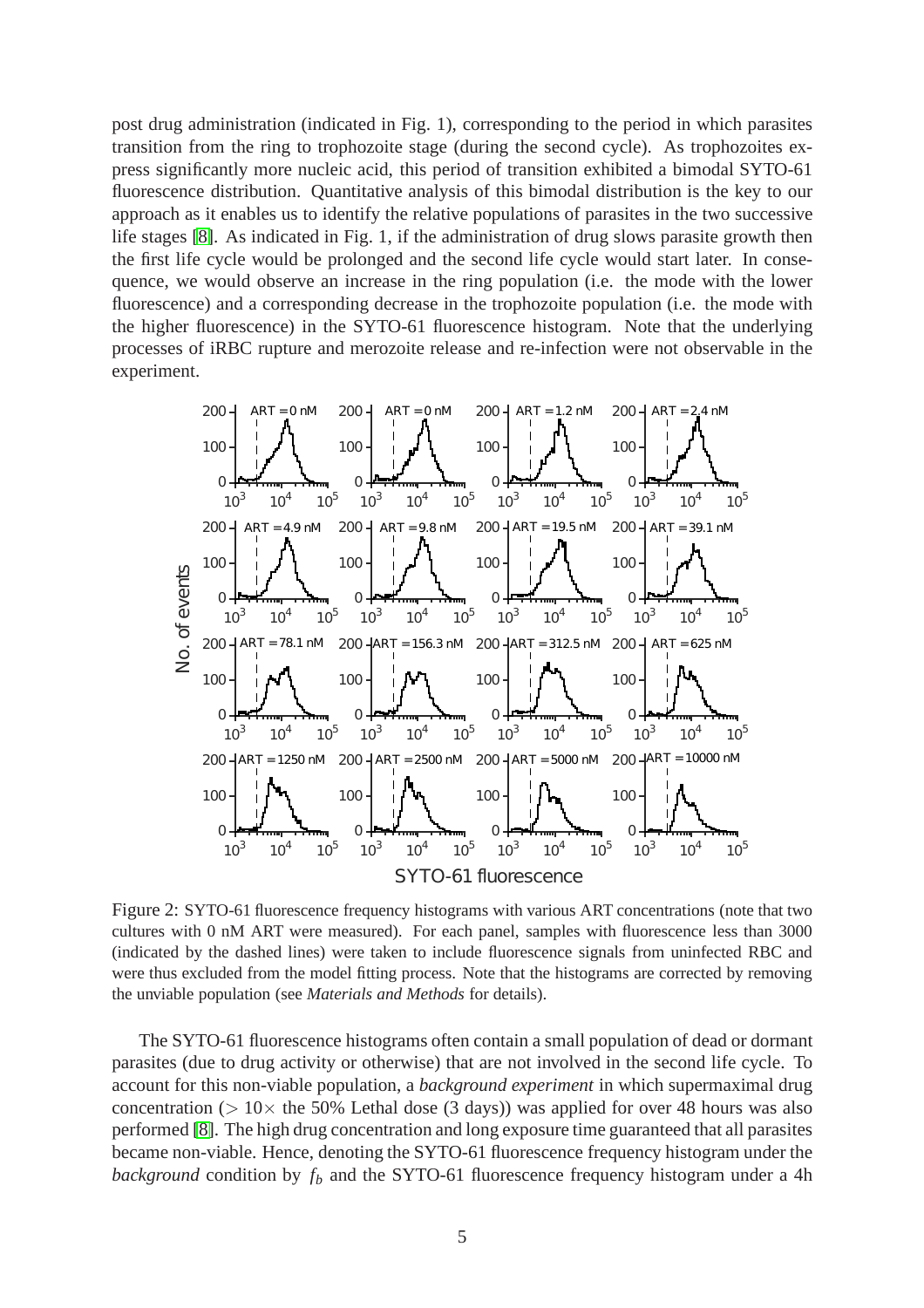post drug administration (indicated in Fig. 1), corresponding to the period in which parasites transition from the ring to trophozoite stage (during the second cycle). As trophozoites express significantly more nucleic acid, this period of transition exhibited a bimodal SYTO-61 fluorescence distribution. Quantitative analysis of this bimodal distribution is the key to our approach as it enables us to identify the relative populations of parasites in the two successive life stages [8]. As indicated in Fig. 1, if the administration of drug slows parasite growth then the first life cycle would be prolonged and the second life cycle would start later. In consequence, we would observe an increase in the ring population (i.e. the mode with the lower fluorescence) and a corresponding decrease in the trophozoite population (i.e. the mode with the higher fluorescence) in the SYTO-61 fluorescence histogram. Note that the underlying processes of iRBC rupture and merozoite release and re-infection were not observable in the experiment.

Figure 2: SYTO-61 fluorescence frequency histograms with various ART concentrations (note that two cultures with 0 nM ART were measured). For each panel, samples with fluorescence less than 3000 (indicated by the dashed lines) were taken to include fluorescence signals from uninfected RBC and were thus excluded from the model fitting process. Note that the histograms are corrected by removing the unviable population (see *Materials and Methods* for details).

The SYTO-61 fluorescence histograms often contain a small population of dead or dormant parasites (due to drug activity or otherwise) that are not involved in the second life cycle. To account for this non-viable population, a *background experiment* in which supermaximal drug concentration ($> 10\times$ the 50% Lethal dose (3 days)) was applied for over 48 hours was also performed [8]. The high drug concentration and long exposure time guaranteed that all parasites became non-viable. Hence, denoting the SYTO-61 fluorescence frequency histogram under the *background* condition by $f_b$ and the SYTO-61 fluorescence frequency histogram under a 4h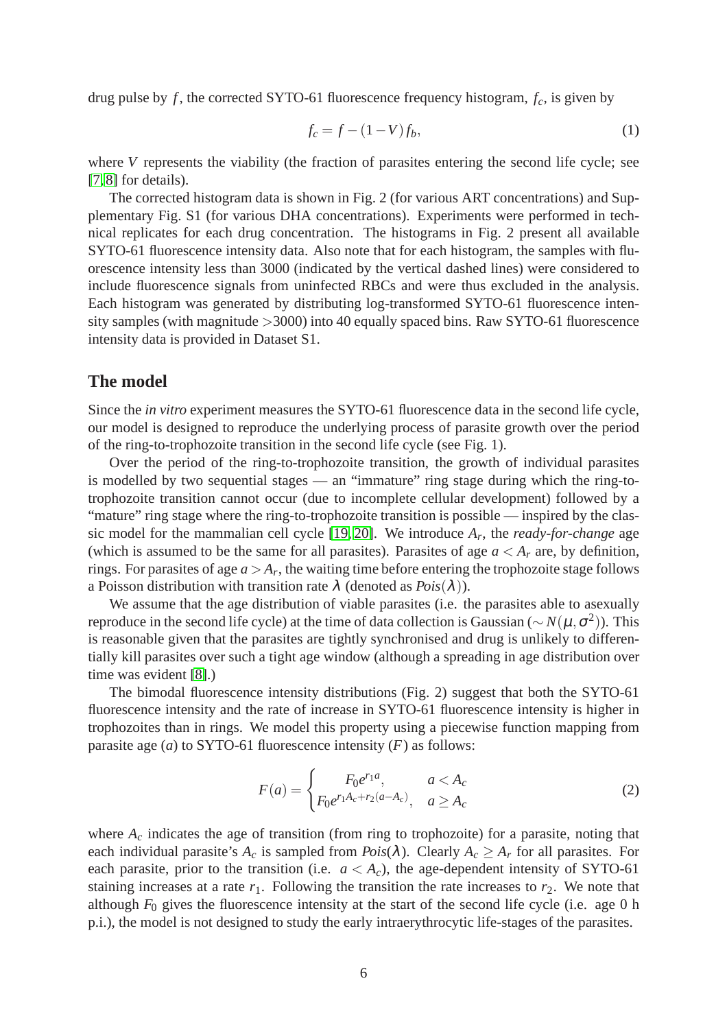drug pulse by $f$, the corrected SYTO-61 fluorescence frequency histogram, $f_c$, is given by

$$f_c = f - (1 - V) f_b, \tag{1}$$

where $V$ represents the viability (the fraction of parasites entering the second life cycle; see [7, 8] for details).

The corrected histogram data is shown in Fig. 2 (for various ART concentrations) and Supplementary Fig. S1 (for various DHA concentrations). Experiments were performed in technical replicates for each drug concentration. The histograms in Fig. 2 present all available SYTO-61 fluorescence intensity data. Also note that for each histogram, the samples with fluorescence intensity less than 3000 (indicated by the vertical dashed lines) were considered to include fluorescence signals from uninfected RBCs and were thus excluded in the analysis. Each histogram was generated by distributing log-transformed SYTO-61 fluorescence intensity samples (with magnitude >3000) into 40 equally spaced bins. Raw SYTO-61 fluorescence intensity data is provided in Dataset S1.

## The model

Since the *in vitro* experiment measures the SYTO-61 fluorescence data in the second life cycle, our model is designed to reproduce the underlying process of parasite growth over the period of the ring-to-trophozoite transition in the second life cycle (see Fig. 1).

Over the period of the ring-to-trophozoite transition, the growth of individual parasites is modelled by two sequential stages — an "immature" ring stage during which the ring-to-trophozoite transition cannot occur (due to incomplete cellular development) followed by a "mature" ring stage where the ring-to-trophozoite transition is possible — inspired by the classic model for the mammalian cell cycle [19, 20]. We introduce $A_r$, the *ready-for-change* age (which is assumed to be the same for all parasites). Parasites of age $a < A_r$ are, by definition, rings. For parasites of age $a > A_r$, the waiting time before entering the trophozoite stage follows a Poisson distribution with transition rate $\lambda$ (denoted as $Pois(\lambda)$).

We assume that the age distribution of viable parasites (i.e. the parasites able to asexually reproduce in the second life cycle) at the time of data collection is Gaussian ($\sim N(\mu, \sigma^2)$). This is reasonable given that the parasites are tightly synchronised and drug is unlikely to differentially kill parasites over such a tight age window (although a spreading in age distribution over time was evident [8].)

The bimodal fluorescence intensity distributions (Fig. 2) suggest that both the SYTO-61 fluorescence intensity and the rate of increase in SYTO-61 fluorescence intensity is higher in trophozoites than in rings. We model this property using a piecewise function mapping from parasite age ($a$) to SYTO-61 fluorescence intensity ($F$) as follows:

$$F(a) = \begin{cases} F_0 e^{r_1 a}, & a < A_c \\ F_0 e^{r_1 A_c + r_2 (a - A_c)}, & a \geq A_c \end{cases} \tag{2}$$

where $A_c$ indicates the age of transition (from ring to trophozoite) for a parasite, noting that each individual parasite's $A_c$ is sampled from $Pois(\lambda)$. Clearly $A_c \geq A_r$ for all parasites. For each parasite, prior to the transition (i.e. $a < A_c$), the age-dependent intensity of SYTO-61 staining increases at a rate $r_1$. Following the transition the rate increases to $r_2$. We note that although $F_0$ gives the fluorescence intensity at the start of the second life cycle (i.e. age 0 h p.i.), the model is not designed to study the early intraerythrocytic life-stages of the parasites.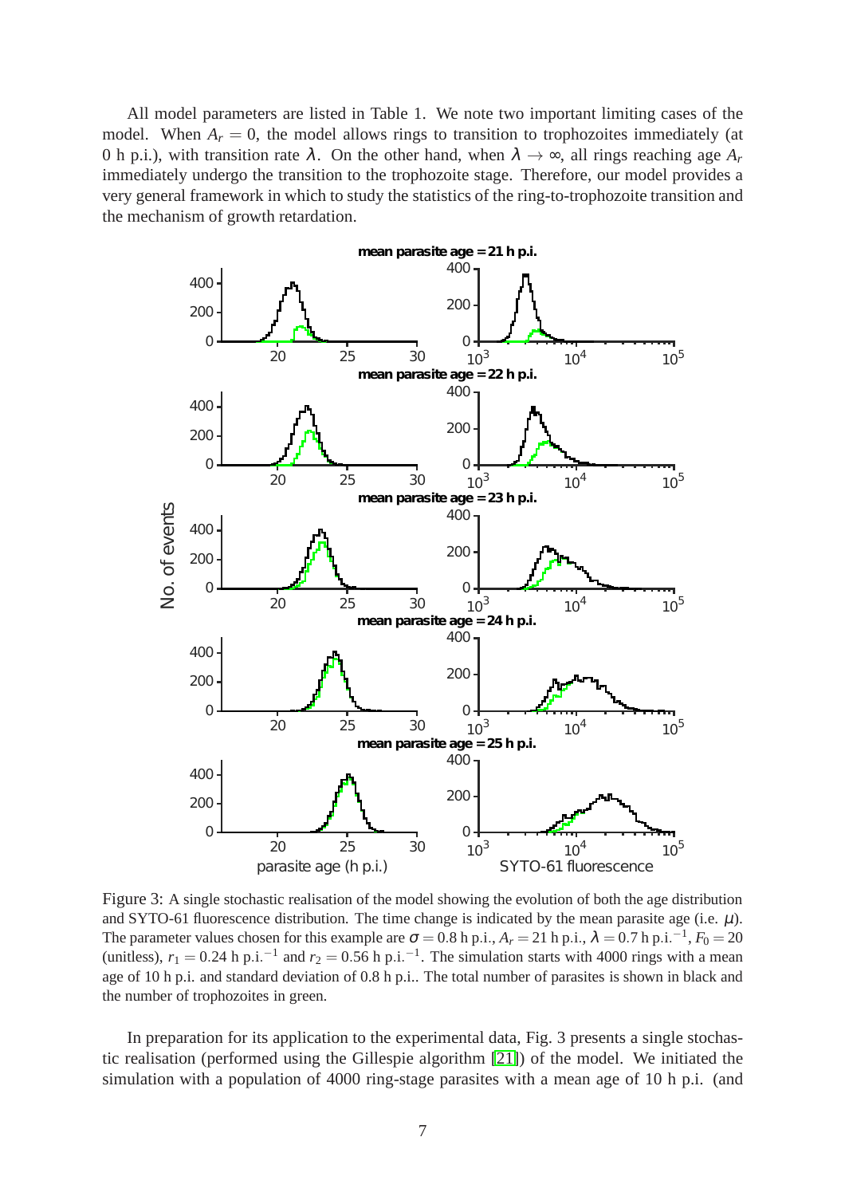All model parameters are listed in Table 1. We note two important limiting cases of the model. When $A_r = 0$, the model allows rings to transition to trophozoites immediately (at 0 h p.i.), with transition rate $\lambda$. On the other hand, when $\lambda \to \infty$, all rings reaching age $A_r$ immediately undergo the transition to the trophozoite stage. Therefore, our model provides a very general framework in which to study the statistics of the ring-to-trophozoite transition and the mechanism of growth retardation.

mean parasite age = 21 h p.i.

mean parasite age = 22 h p.i.

mean parasite age = 23 h p.i.

mean parasite age = 24 h p.i.

mean parasite age = 25 h p.i.

No. of events

parasite age (h p.i.)

SYTO-61 fluorescence

Figure 3: A single stochastic realisation of the model showing the evolution of both the age distribution and SYTO-61 fluorescence distribution. The time change is indicated by the mean parasite age (i.e. $\mu$). The parameter values chosen for this example are $\sigma = 0.8$ h p.i., $A_r = 21$ h p.i., $\lambda = 0.7$ h p.i.$^{-1}$, $F_0 = 20$ (unitless), $r_1 = 0.24$ h p.i.$^{-1}$ and $r_2 = 0.56$ h p.i.$^{-1}$. The simulation starts with 4000 rings with a mean age of 10 h p.i. and standard deviation of 0.8 h p.i.. The total number of parasites is shown in black and the number of trophozoites in green.

In preparation for its application to the experimental data, Fig. 3 presents a single stochastic realisation (performed using the Gillespie algorithm [21]) of the model. We initiated the simulation with a population of 4000 ring-stage parasites with a mean age of 10 h p.i. (and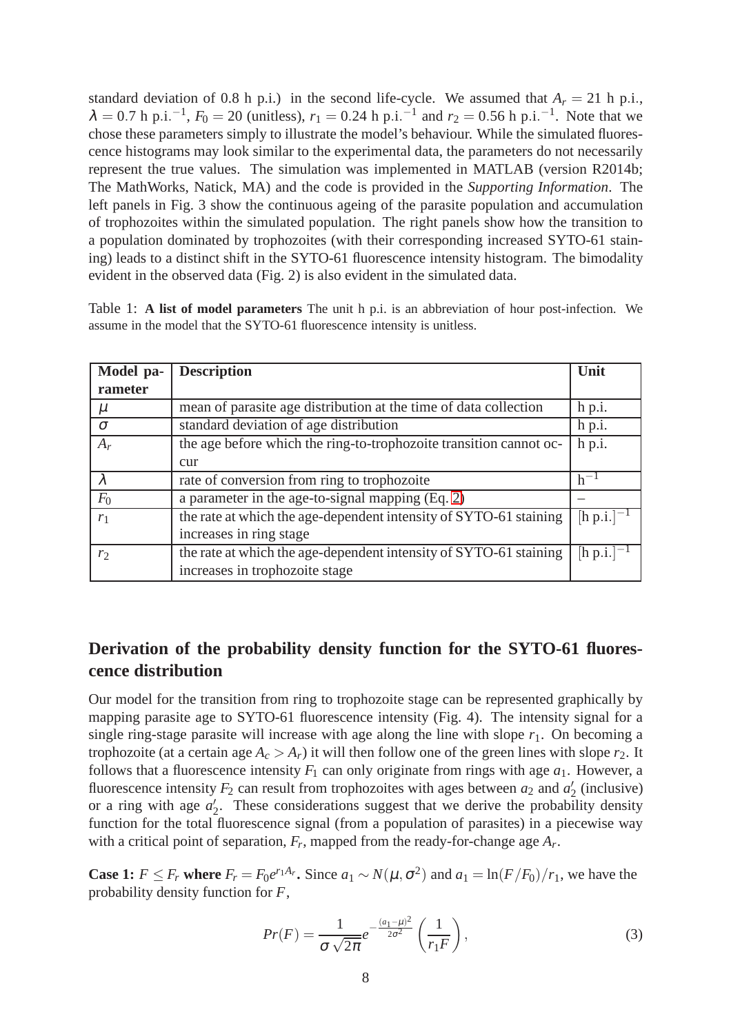standard deviation of 0.8 h p.i.) in the second life-cycle. We assumed that $A_r = 21$ h p.i., $\lambda = 0.7$ h p.i.$^{-1}$, $F_0 = 20$ (unitless), $r_1 = 0.24$ h p.i.$^{-1}$ and $r_2 = 0.56$ h p.i.$^{-1}$. Note that we chose these parameters simply to illustrate the model's behaviour. While the simulated fluorescence histograms may look similar to the experimental data, the parameters do not necessarily represent the true values. The simulation was implemented in MATLAB (version R2014b; The MathWorks, Natick, MA) and the code is provided in the *Supporting Information*. The left panels in Fig. 3 show the continuous ageing of the parasite population and accumulation of trophozoites within the simulated population. The right panels show how the transition to a population dominated by trophozoites (with their corresponding increased SYTO-61 staining) leads to a distinct shift in the SYTO-61 fluorescence intensity histogram. The bimodality evident in the observed data (Fig. 2) is also evident in the simulated data.

Table 1: **A list of model parameters** The unit h p.i. is an abbreviation of hour post-infection. We assume in the model that the SYTO-61 fluorescence intensity is unitless.

| Model parameter | Description | Unit |
|---|---|---|
| $\mu$ | mean of parasite age distribution at the time of data collection | h p.i. |
| $\sigma$ | standard deviation of age distribution | h p.i. |
| $A_r$ | the age before which the ring-to-trophozoite transition cannot occur | h p.i. |
| $\lambda$ | rate of conversion from ring to trophozoite | $\text{h}^{-1}$ |
| $F_0$ | a parameter in the age-to-signal mapping (Eq. 2) | – |
| $r_1$ | the rate at which the age-dependent intensity of SYTO-61 staining increases in ring stage | $[\text{h p.i.}]^{-1}$ |
| $r_2$ | the rate at which the age-dependent intensity of SYTO-61 staining increases in trophozoite stage | $[\text{h p.i.}]^{-1}$ |

## Derivation of the probability density function for the SYTO-61 fluorescence distribution

Our model for the transition from ring to trophozoite stage can be represented graphically by mapping parasite age to SYTO-61 fluorescence intensity (Fig. 4). The intensity signal for a single ring-stage parasite will increase with age along the line with slope $r_1$. On becoming a trophozoite (at a certain age $A_c > A_r$) it will then follow one of the green lines with slope $r_2$. It follows that a fluorescence intensity $F_1$ can only originate from rings with age $a_1$. However, a fluorescence intensity $F_2$ can result from trophozoites with ages between $a_2$ and $a_2'$ (inclusive) or a ring with age $a_2'$. These considerations suggest that we derive the probability density function for the total fluorescence signal (from a population of parasites) in a piecewise way with a critical point of separation, $F_r$, mapped from the ready-for-change age $A_r$.

**Case 1: $F \leq F_r$ where $F_r = F_0 e^{r_1 A_r}$.** Since $a_1 \sim N(\mu, \sigma^2)$ and $a_1 = \ln(F/F_0)/r_1$, we have the probability density function for $F$,

$$Pr(F) = \frac{1}{\sigma\sqrt{2\pi}} e^{-\frac{(a_1-\mu)^2}{2\sigma^2}} \left(\frac{1}{r_1 F}\right), \tag{3}$$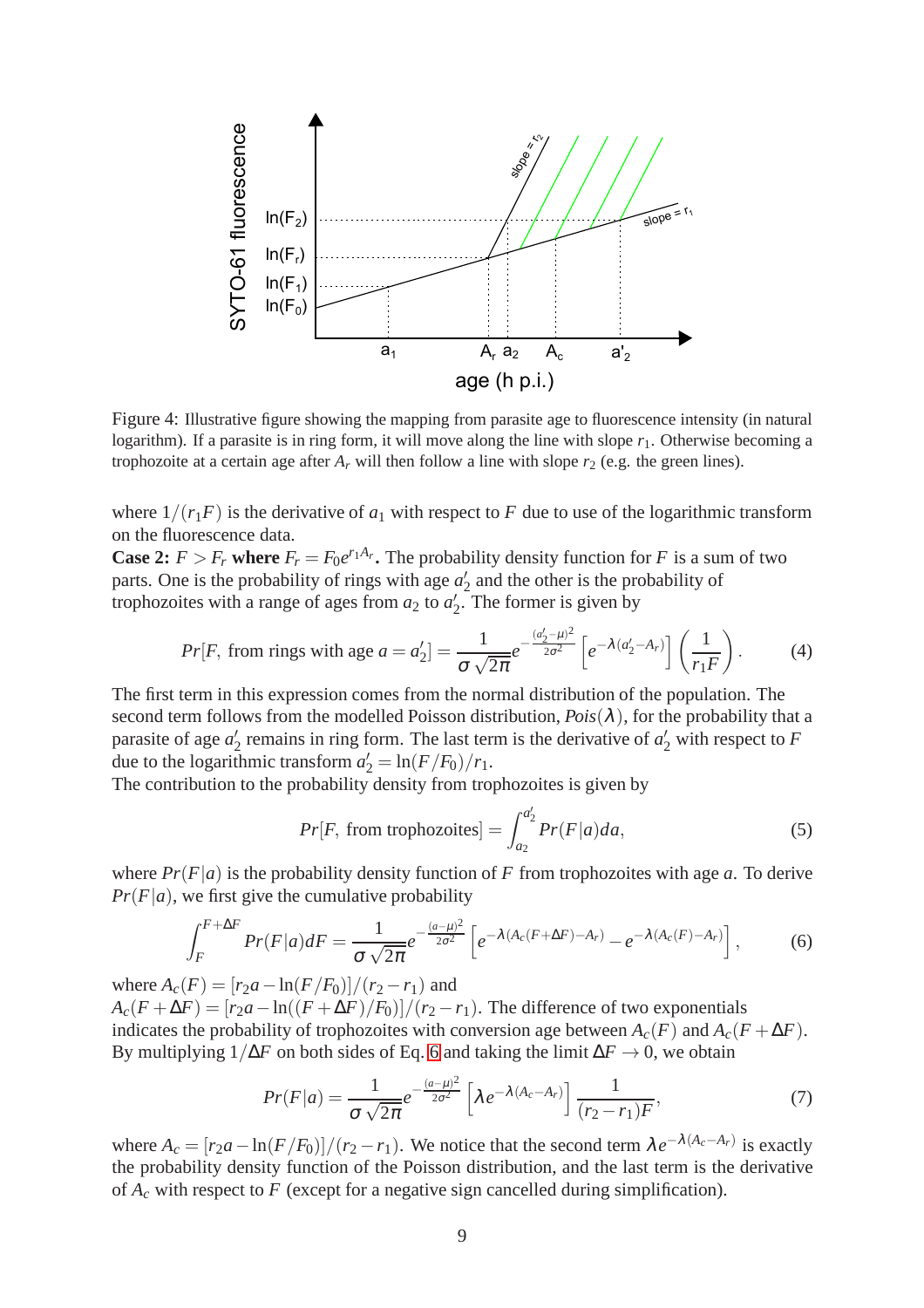SYTO-61 fluorescence

ln(F$_2$)

ln(F$_r$)

ln(F$_1$)

ln(F$_0$)

slope = r$_2$

slope = r$_1$

a$_1$

A$_r$ a$_2$

A$_c$

a'$_2$

age (h p.i.)

Figure 4: Illustrative figure showing the mapping from parasite age to fluorescence intensity (in natural logarithm). If a parasite is in ring form, it will move along the line with slope $r_1$. Otherwise becoming a trophozoite at a certain age after $A_r$ will then follow a line with slope $r_2$ (e.g. the green lines).

where $1/(r_1F)$ is the derivative of $a_1$ with respect to $F$ due to use of the logarithmic transform on the fluorescence data.

**Case 2:** $F > F_r$ **where** $F_r = F_0 e^{r_1 A_r}$**.** The probability density function for $F$ is a sum of two parts. One is the probability of rings with age $a_2'$ and the other is the probability of trophozoites with a range of ages from $a_2$ to $a_2'$. The former is given by

$$Pr[F, \text{ from rings with age } a = a_2'] = \frac{1}{\sigma\sqrt{2\pi}} e^{-\frac{(a_2'-\mu)^2}{2\sigma^2}} \left[ e^{-\lambda(a_2'-A_r)} \right] \left( \frac{1}{r_1 F} \right). \tag{4}$$

The first term in this expression comes from the normal distribution of the population. The second term follows from the modelled Poisson distribution, $Pois(\lambda)$, for the probability that a parasite of age $a_2'$ remains in ring form. The last term is the derivative of $a_2'$ with respect to $F$ due to the logarithmic transform $a_2' = \ln(F/F_0)/r_1$.

The contribution to the probability density from trophozoites is given by

$$Pr[F, \text{ from trophozoites}] = \int_{a_2}^{a_2'} Pr(F|a)da, \tag{5}$$

where $Pr(F|a)$ is the probability density function of $F$ from trophozoites with age $a$. To derive $Pr(F|a)$, we first give the cumulative probability

$$\int_F^{F+\Delta F} Pr(F|a)dF = \frac{1}{\sigma\sqrt{2\pi}} e^{-\frac{(a-\mu)^2}{2\sigma^2}} \left[ e^{-\lambda(A_c(F+\Delta F)-A_r)} - e^{-\lambda(A_c(F)-A_r)} \right], \tag{6}$$

where $A_c(F) = [r_2 a - \ln(F/F_0)]/(r_2 - r_1)$ and
$A_c(F+\Delta F) = [r_2 a - \ln((F+\Delta F)/F_0)]/(r_2 - r_1)$. The difference of two exponentials indicates the probability of trophozoites with conversion age between $A_c(F)$ and $A_c(F+\Delta F)$. By multiplying $1/\Delta F$ on both sides of Eq. 6 and taking the limit $\Delta F \to 0$, we obtain

$$Pr(F|a) = \frac{1}{\sigma\sqrt{2\pi}} e^{-\frac{(a-\mu)^2}{2\sigma^2}} \left[ \lambda e^{-\lambda(A_c-A_r)} \right] \frac{1}{(r_2-r_1)F}, \tag{7}$$

where $A_c = [r_2 a - \ln(F/F_0)]/(r_2 - r_1)$. We notice that the second term $\lambda e^{-\lambda(A_c-A_r)}$ is exactly the probability density function of the Poisson distribution, and the last term is the derivative of $A_c$ with respect to $F$ (except for a negative sign cancelled during simplification).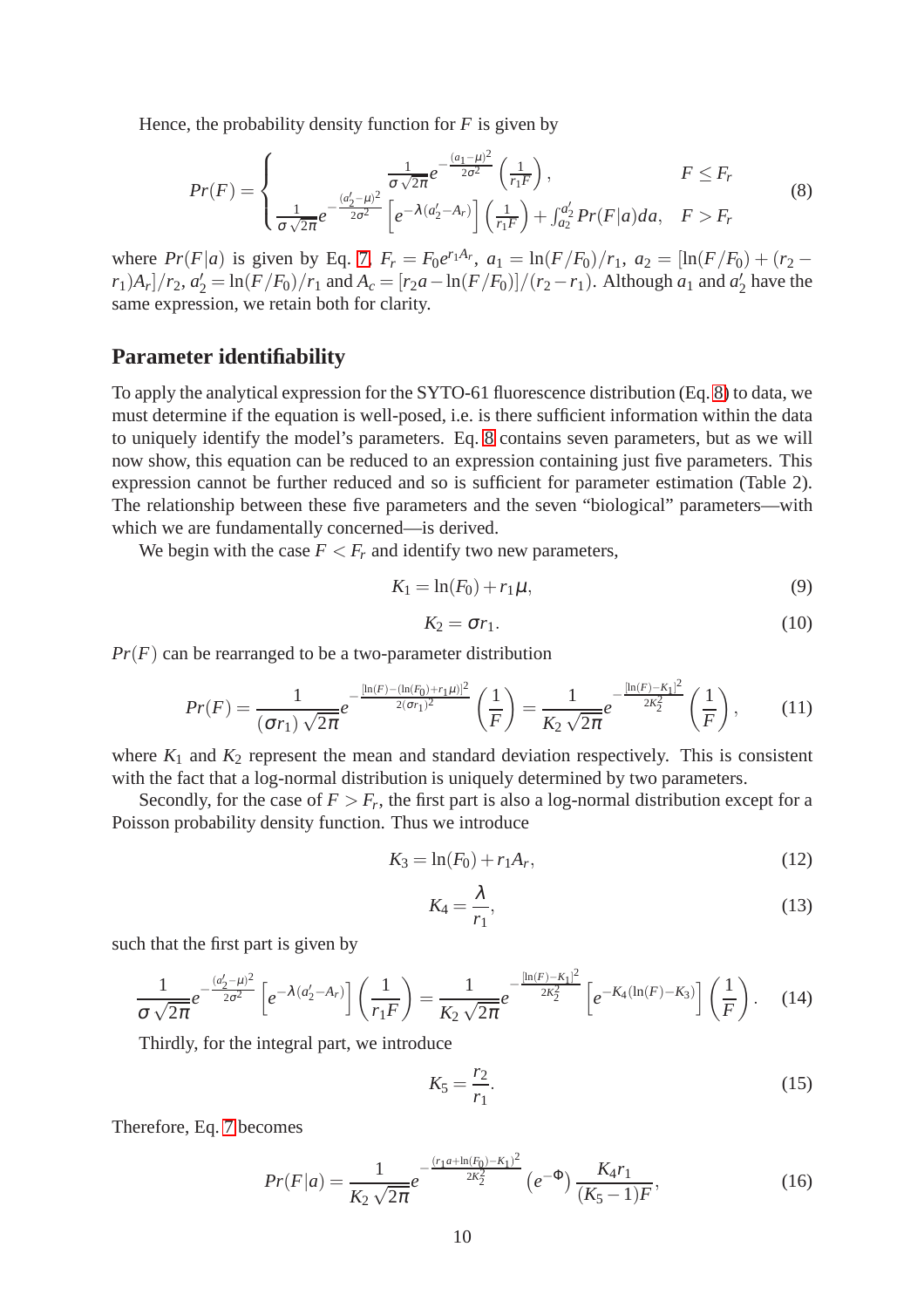Hence, the probability density function for $F$ is given by

$$
Pr(F) = \begin{cases} \dfrac{1}{\sigma\sqrt{2\pi}} e^{-\frac{(a_1-\mu)^2}{2\sigma^2}} \left(\dfrac{1}{r_1 F}\right), & F \leq F_r \\ \dfrac{1}{\sigma\sqrt{2\pi}} e^{-\frac{(a_2'-\mu)^2}{2\sigma^2}} \left[e^{-\lambda(a_2'-A_r)}\right] \left(\dfrac{1}{r_1 F}\right) + \int_{a_2}^{a_2'} Pr(F|a)da, & F > F_r \end{cases} \tag{8}
$$

where $Pr(F|a)$ is given by Eq. 7, $F_r = F_0 e^{r_1 A_r}$, $a_1 = \ln(F/F_0)/r_1$, $a_2 = [\ln(F/F_0) + (r_2 - r_1)A_r]/r_2$, $a_2' = \ln(F/F_0)/r_1$ and $A_c = [r_2 a - \ln(F/F_0)]/(r_2 - r_1)$. Although $a_1$ and $a_2'$ have the same expression, we retain both for clarity.

## Parameter identifiability

To apply the analytical expression for the SYTO-61 fluorescence distribution (Eq. 8) to data, we must determine if the equation is well-posed, i.e. is there sufficient information within the data to uniquely identify the model's parameters. Eq. 8 contains seven parameters, but as we will now show, this equation can be reduced to an expression containing just five parameters. This expression cannot be further reduced and so is sufficient for parameter estimation (Table 2). The relationship between these five parameters and the seven "biological" parameters—with which we are fundamentally concerned—is derived.

We begin with the case $F < F_r$ and identify two new parameters,

$$
K_1 = \ln(F_0) + r_1\mu, \tag{9}
$$

$$
K_2 = \sigma r_1. \tag{10}
$$

$Pr(F)$ can be rearranged to be a two-parameter distribution

$$
Pr(F) = \frac{1}{(\sigma r_1)\sqrt{2\pi}} e^{-\frac{[\ln(F)-(\ln(F_0)+r_1\mu)]^2}{2(\sigma r_1)^2}} \left(\frac{1}{F}\right) = \frac{1}{K_2\sqrt{2\pi}} e^{-\frac{[\ln(F)-K_1]^2}{2K_2^2}} \left(\frac{1}{F}\right), \tag{11}
$$

where $K_1$ and $K_2$ represent the mean and standard deviation respectively. This is consistent with the fact that a log-normal distribution is uniquely determined by two parameters.

Secondly, for the case of $F > F_r$, the first part is also a log-normal distribution except for a Poisson probability density function. Thus we introduce

$$
K_3 = \ln(F_0) + r_1 A_r, \tag{12}
$$

$$
K_4 = \frac{\lambda}{r_1}, \tag{13}
$$

such that the first part is given by

$$
\frac{1}{\sigma\sqrt{2\pi}} e^{-\frac{(a_2'-\mu)^2}{2\sigma^2}} \left[e^{-\lambda(a_2'-A_r)}\right] \left(\frac{1}{r_1 F}\right) = \frac{1}{K_2\sqrt{2\pi}} e^{-\frac{[\ln(F)-K_1]^2}{2K_2^2}} \left[e^{-K_4(\ln(F)-K_3)}\right] \left(\frac{1}{F}\right). \tag{14}
$$

Thirdly, for the integral part, we introduce

$$
K_5 = \frac{r_2}{r_1}. \tag{15}
$$

Therefore, Eq. 7 becomes

$$
Pr(F|a) = \frac{1}{K_2\sqrt{2\pi}} e^{-\frac{(r_1 a + \ln(F_0) - K_1)^2}{2K_2^2}} \left(e^{-\Phi}\right) \frac{K_4 r_1}{(K_5 - 1)F}, \tag{16}
$$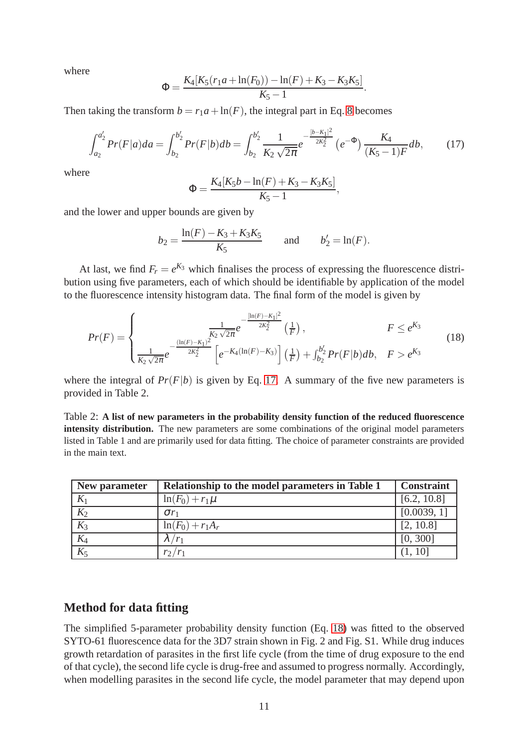where

$$\Phi = \frac{K_4[K_5(r_1 a + \ln(F_0)) - \ln(F) + K_3 - K_3 K_5]}{K_5 - 1}.$$

Then taking the transform $b = r_1 a + \ln(F)$, the integral part in Eq. 8 becomes

$$\int_{a_2}^{a_2'} Pr(F|a)da = \int_{b_2}^{b_2'} Pr(F|b)db = \int_{b_2}^{b_2'} \frac{1}{K_2\sqrt{2\pi}} e^{-\frac{[b-K_1]^2}{2K_2^2}} \left(e^{-\Phi}\right) \frac{K_4}{(K_5-1)F} db, \tag{17}$$

where

$$\Phi = \frac{K_4[K_5 b - \ln(F) + K_3 - K_3 K_5]}{K_5 - 1},$$

and the lower and upper bounds are given by

$$b_2 = \frac{\ln(F) - K_3 + K_3 K_5}{K_5} \qquad \text{and} \qquad b_2' = \ln(F).$$

At last, we find $F_r = e^{K_3}$ which finalises the process of expressing the fluorescence distribution using five parameters, each of which should be identifiable by application of the model to the fluorescence intensity histogram data. The final form of the model is given by

$$Pr(F) = \begin{cases} \frac{1}{K_2\sqrt{2\pi}} e^{-\frac{[\ln(F)-K_1]^2}{2K_2^2}} \left(\frac{1}{F}\right), & F \leq e^{K_3} \\ \frac{1}{K_2\sqrt{2\pi}} e^{-\frac{(\ln(F)-K_1)^2}{2K_2^2}} \left[e^{-K_4(\ln(F)-K_3)}\right] \left(\frac{1}{F}\right) + \int_{b_2}^{b_2'} Pr(F|b)db, & F > e^{K_3} \end{cases} \tag{18}$$

where the integral of $Pr(F|b)$ is given by Eq. 17. A summary of the five new parameters is provided in Table 2.

Table 2: **A list of new parameters in the probability density function of the reduced fluorescence intensity distribution.** The new parameters are some combinations of the original model parameters listed in Table 1 and are primarily used for data fitting. The choice of parameter constraints are provided in the main text.

| New parameter | Relationship to the model parameters in Table 1 | Constraint |
|---|---|---|
| $K_1$ | $\ln(F_0) + r_1\mu$ | [6.2, 10.8] |
| $K_2$ | $\sigma r_1$ | [0.0039, 1] |
| $K_3$ | $\ln(F_0) + r_1 A_r$ | [2, 10.8] |
| $K_4$ | $\lambda / r_1$ | [0, 300] |
| $K_5$ | $r_2 / r_1$ | (1, 10] |

## Method for data fitting

The simplified 5-parameter probability density function (Eq. 18) was fitted to the observed SYTO-61 fluorescence data for the 3D7 strain shown in Fig. 2 and Fig. S1. While drug induces growth retardation of parasites in the first life cycle (from the time of drug exposure to the end of that cycle), the second life cycle is drug-free and assumed to progress normally. Accordingly, when modelling parasites in the second life cycle, the model parameter that may depend upon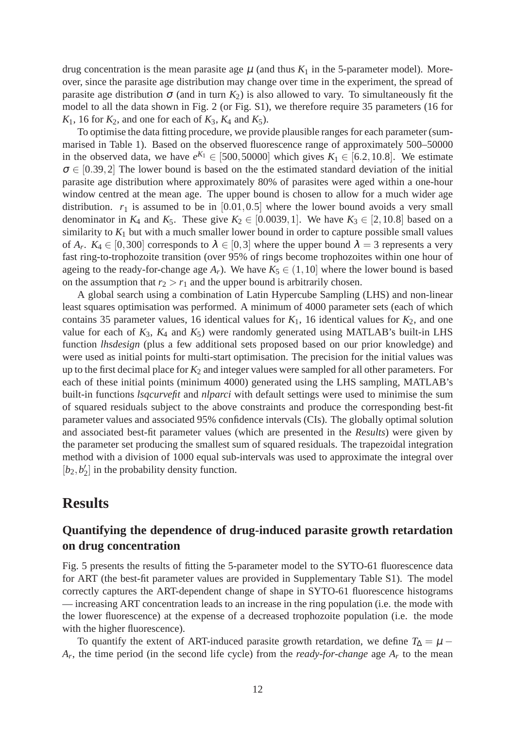drug concentration is the mean parasite age $\mu$ (and thus $K_1$ in the 5-parameter model). Moreover, since the parasite age distribution may change over time in the experiment, the spread of parasite age distribution $\sigma$ (and in turn $K_2$) is also allowed to vary. To simultaneously fit the model to all the data shown in Fig. 2 (or Fig. S1), we therefore require 35 parameters (16 for $K_1$, 16 for $K_2$, and one for each of $K_3$, $K_4$ and $K_5$).

To optimise the data fitting procedure, we provide plausible ranges for each parameter (summarised in Table 1). Based on the observed fluorescence range of approximately 500–50000 in the observed data, we have $e^{K_1} \in [500, 50000]$ which gives $K_1 \in [6.2, 10.8]$. We estimate $\sigma \in [0.39, 2]$ The lower bound is based on the the estimated standard deviation of the initial parasite age distribution where approximately 80% of parasites were aged within a one-hour window centred at the mean age. The upper bound is chosen to allow for a much wider age distribution. $r_1$ is assumed to be in $[0.01, 0.5]$ where the lower bound avoids a very small denominator in $K_4$ and $K_5$. These give $K_2 \in [0.0039, 1]$. We have $K_3 \in [2, 10.8]$ based on a similarity to $K_1$ but with a much smaller lower bound in order to capture possible small values of $A_r$. $K_4 \in [0, 300]$ corresponds to $\lambda \in [0, 3]$ where the upper bound $\lambda = 3$ represents a very fast ring-to-trophozoite transition (over 95% of rings become trophozoites within one hour of ageing to the ready-for-change age $A_r$). We have $K_5 \in (1, 10]$ where the lower bound is based on the assumption that $r_2 > r_1$ and the upper bound is arbitrarily chosen.

A global search using a combination of Latin Hypercube Sampling (LHS) and non-linear least squares optimisation was performed. A minimum of 4000 parameter sets (each of which contains 35 parameter values, 16 identical values for $K_1$, 16 identical values for $K_2$, and one value for each of $K_3$, $K_4$ and $K_5$) were randomly generated using MATLAB's built-in LHS function *lhsdesign* (plus a few additional sets proposed based on our prior knowledge) and were used as initial points for multi-start optimisation. The precision for the initial values was up to the first decimal place for $K_2$ and integer values were sampled for all other parameters. For each of these initial points (minimum 4000) generated using the LHS sampling, MATLAB's built-in functions *lsqcurvefit* and *nlparci* with default settings were used to minimise the sum of squared residuals subject to the above constraints and produce the corresponding best-fit parameter values and associated 95% confidence intervals (CIs). The globally optimal solution and associated best-fit parameter values (which are presented in the *Results*) were given by the parameter set producing the smallest sum of squared residuals. The trapezoidal integration method with a division of 1000 equal sub-intervals was used to approximate the integral over $[b_2, b_2']$ in the probability density function.

# Results

## Quantifying the dependence of drug-induced parasite growth retardation on drug concentration

Fig. 5 presents the results of fitting the 5-parameter model to the SYTO-61 fluorescence data for ART (the best-fit parameter values are provided in Supplementary Table S1). The model correctly captures the ART-dependent change of shape in SYTO-61 fluorescence histograms — increasing ART concentration leads to an increase in the ring population (i.e. the mode with the lower fluorescence) at the expense of a decreased trophozoite population (i.e. the mode with the higher fluorescence).

To quantify the extent of ART-induced parasite growth retardation, we define $T_\Delta = \mu - A_r$, the time period (in the second life cycle) from the *ready-for-change* age $A_r$ to the mean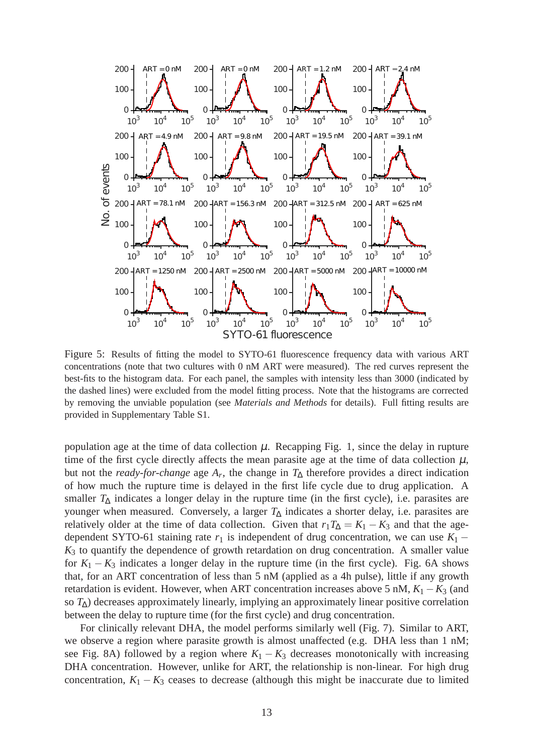ART = 0 nM
ART = 0 nM
ART = 1.2 nM
ART = 2.4 nM
ART = 4.9 nM
ART = 9.8 nM
ART = 19.5 nM
ART = 39.1 nM
ART = 78.1 nM
ART = 156.3 nM
ART = 312.5 nM
ART = 625 nM
ART = 1250 nM
ART = 2500 nM
ART = 5000 nM
ART = 10000 nM

No. of events

SYTO-61 fluorescence

Figure 5: Results of fitting the model to SYTO-61 fluorescence frequency data with various ART concentrations (note that two cultures with 0 nM ART were measured). The red curves represent the best-fits to the histogram data. For each panel, the samples with intensity less than 3000 (indicated by the dashed lines) were excluded from the model fitting process. Note that the histograms are corrected by removing the unviable population (see *Materials and Methods* for details). Full fitting results are provided in Supplementary Table S1.

population age at the time of data collection $\mu$. Recapping Fig. 1, since the delay in rupture time of the first cycle directly affects the mean parasite age at the time of data collection $\mu$, but not the *ready-for-change* age $A_r$, the change in $T_\Delta$ therefore provides a direct indication of how much the rupture time is delayed in the first life cycle due to drug application. A smaller $T_\Delta$ indicates a longer delay in the rupture time (in the first cycle), i.e. parasites are younger when measured. Conversely, a larger $T_\Delta$ indicates a shorter delay, i.e. parasites are relatively older at the time of data collection. Given that $r_1 T_\Delta = K_1 - K_3$ and that the age-dependent SYTO-61 staining rate $r_1$ is independent of drug concentration, we can use $K_1 - K_3$ to quantify the dependence of growth retardation on drug concentration. A smaller value for $K_1 - K_3$ indicates a longer delay in the rupture time (in the first cycle). Fig. 6A shows that, for an ART concentration of less than 5 nM (applied as a 4h pulse), little if any growth retardation is evident. However, when ART concentration increases above 5 nM, $K_1 - K_3$ (and so $T_\Delta$) decreases approximately linearly, implying an approximately linear positive correlation between the delay to rupture time (for the first cycle) and drug concentration.

For clinically relevant DHA, the model performs similarly well (Fig. 7). Similar to ART, we observe a region where parasite growth is almost unaffected (e.g. DHA less than 1 nM; see Fig. 8A) followed by a region where $K_1 - K_3$ decreases monotonically with increasing DHA concentration. However, unlike for ART, the relationship is non-linear. For high drug concentration, $K_1 - K_3$ ceases to decrease (although this might be inaccurate due to limited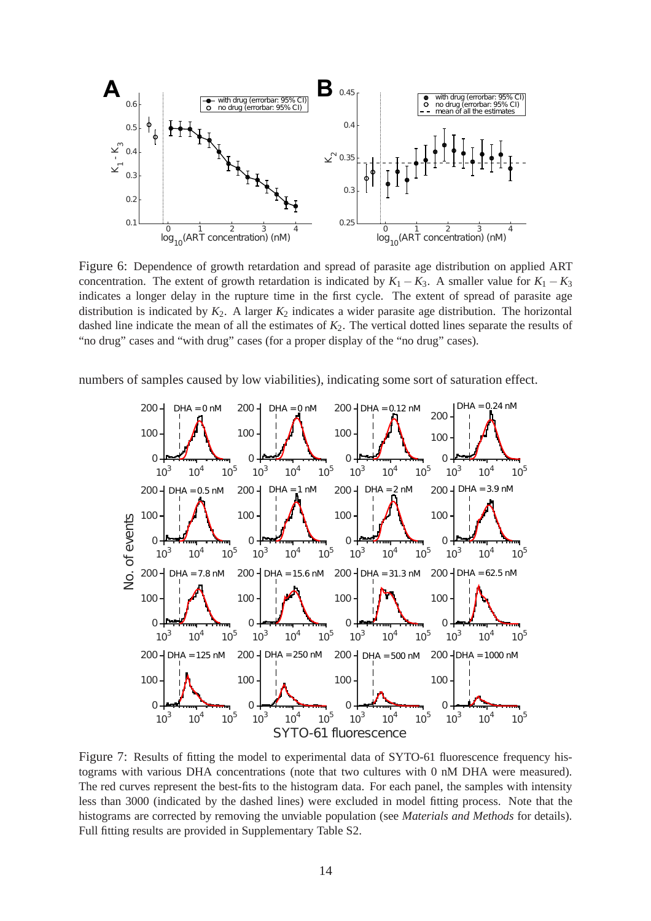Figure 6: Dependence of growth retardation and spread of parasite age distribution on applied ART concentration. The extent of growth retardation is indicated by $K_1 - K_3$. A smaller value for $K_1 - K_3$ indicates a longer delay in the rupture time in the first cycle. The extent of spread of parasite age distribution is indicated by $K_2$. A larger $K_2$ indicates a wider parasite age distribution. The horizontal dashed line indicate the mean of all the estimates of $K_2$. The vertical dotted lines separate the results of "no drug" cases and "with drug" cases (for a proper display of the "no drug" cases).

numbers of samples caused by low viabilities), indicating some sort of saturation effect.

Figure 7: Results of fitting the model to experimental data of SYTO-61 fluorescence frequency histograms with various DHA concentrations (note that two cultures with 0 nM DHA were measured). The red curves represent the best-fits to the histogram data. For each panel, the samples with intensity less than 3000 (indicated by the dashed lines) were excluded in model fitting process. Note that the histograms are corrected by removing the unviable population (see *Materials and Methods* for details). Full fitting results are provided in Supplementary Table S2.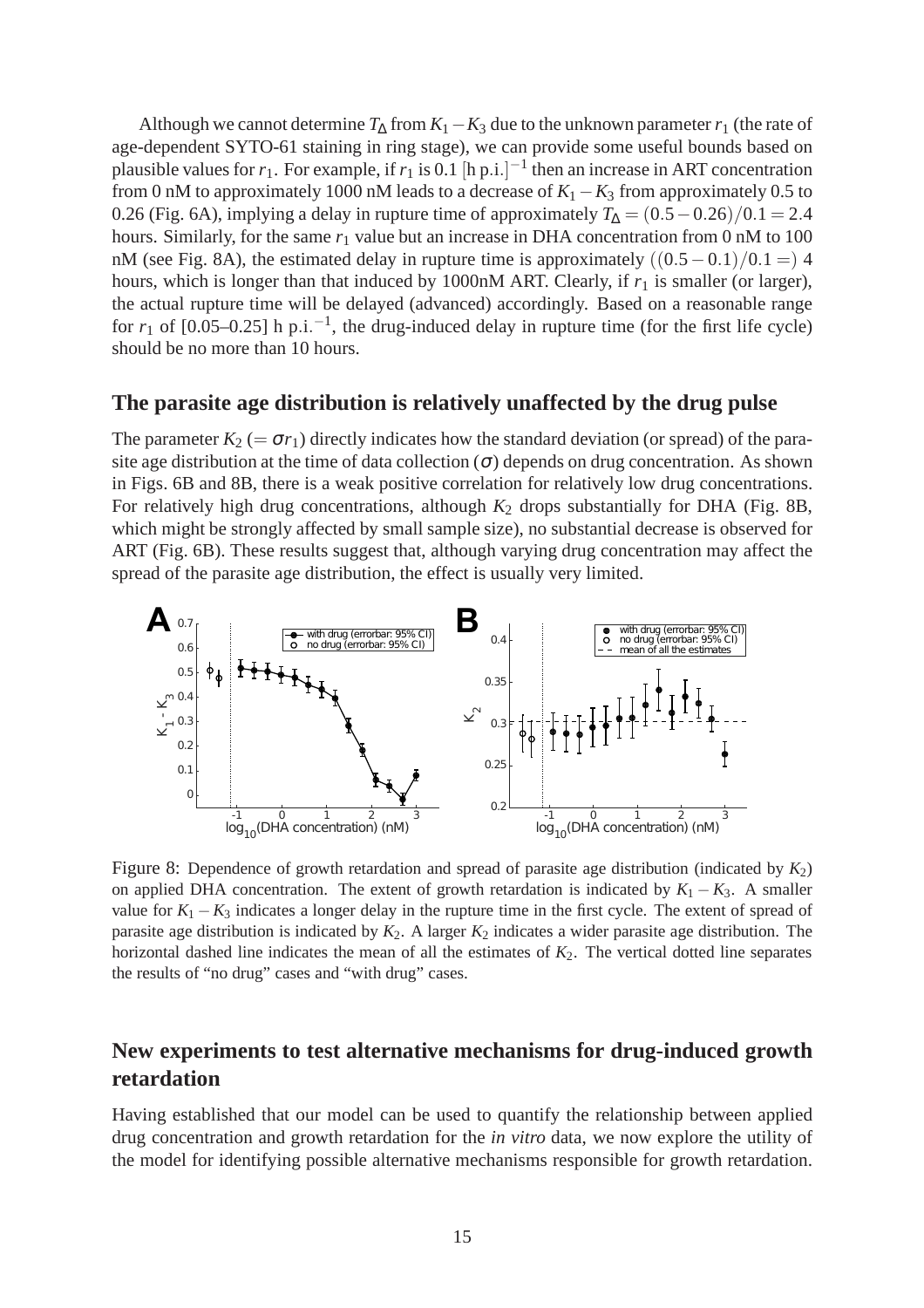Although we cannot determine $T_\Delta$ from $K_1 - K_3$ due to the unknown parameter $r_1$ (the rate of age-dependent SYTO-61 staining in ring stage), we can provide some useful bounds based on plausible values for $r_1$. For example, if $r_1$ is 0.1 $[\text{h p.i.}]^{-1}$ then an increase in ART concentration from 0 nM to approximately 1000 nM leads to a decrease of $K_1 - K_3$ from approximately 0.5 to 0.26 (Fig. 6A), implying a delay in rupture time of approximately $T_\Delta = (0.5 - 0.26)/0.1 = 2.4$ hours. Similarly, for the same $r_1$ value but an increase in DHA concentration from 0 nM to 100 nM (see Fig. 8A), the estimated delay in rupture time is approximately $((0.5 - 0.1)/0.1 =)$ 4 hours, which is longer than that induced by 1000nM ART. Clearly, if $r_1$ is smaller (or larger), the actual rupture time will be delayed (advanced) accordingly. Based on a reasonable range for $r_1$ of [0.05–0.25] h p.i.$^{-1}$, the drug-induced delay in rupture time (for the first life cycle) should be no more than 10 hours.

## The parasite age distribution is relatively unaffected by the drug pulse

The parameter $K_2$ $(= \sigma r_1)$ directly indicates how the standard deviation (or spread) of the parasite age distribution at the time of data collection ($\sigma$) depends on drug concentration. As shown in Figs. 6B and 8B, there is a weak positive correlation for relatively low drug concentrations. For relatively high drug concentrations, although $K_2$ drops substantially for DHA (Fig. 8B, which might be strongly affected by small sample size), no substantial decrease is observed for ART (Fig. 6B). These results suggest that, although varying drug concentration may affect the spread of the parasite age distribution, the effect is usually very limited.

A
with drug (errorbar: 95% CI)
no drug (errorbar: 95% CI)
$K_1 - K_3$
0.7
0.6
0.5
0.4
0.3
0.2
0.1
0
-1
0
1
2
3
log$_{10}$(DHA concentration) (nM)

B
with drug (errorbar: 95% CI)
no drug (errorbar: 95% CI)
mean of all the estimates
$K_2$
0.4
0.35
0.3
0.25
0.2
-1
0
1
2
3
log$_{10}$(DHA concentration) (nM)

Figure 8: Dependence of growth retardation and spread of parasite age distribution (indicated by $K_2$) on applied DHA concentration. The extent of growth retardation is indicated by $K_1 - K_3$. A smaller value for $K_1 - K_3$ indicates a longer delay in the rupture time in the first cycle. The extent of spread of parasite age distribution is indicated by $K_2$. A larger $K_2$ indicates a wider parasite age distribution. The horizontal dashed line indicates the mean of all the estimates of $K_2$. The vertical dotted line separates the results of "no drug" cases and "with drug" cases.

## New experiments to test alternative mechanisms for drug-induced growth retardation

Having established that our model can be used to quantify the relationship between applied drug concentration and growth retardation for the *in vitro* data, we now explore the utility of the model for identifying possible alternative mechanisms responsible for growth retardation.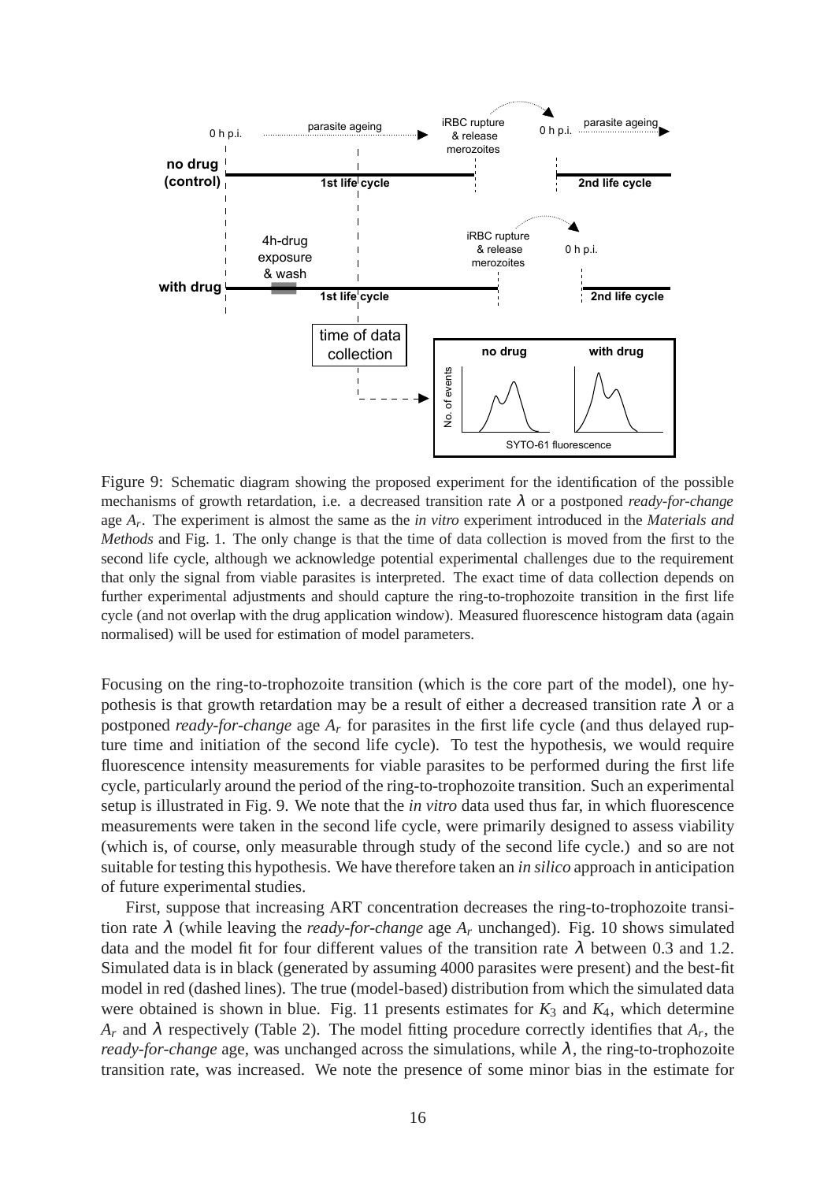0 h p.i.

parasite ageing

iRBC rupture & release merozoites

0 h p.i.

parasite ageing

no drug (control)

1st life cycle

2nd life cycle

4h-drug exposure & wash

iRBC rupture & release merozoites

0 h p.i.

with drug

1st life cycle

2nd life cycle

time of data collection

no drug

with drug

No. of events

SYTO-61 fluorescence

Figure 9: Schematic diagram showing the proposed experiment for the identification of the possible mechanisms of growth retardation, i.e. a decreased transition rate $\lambda$ or a postponed *ready-for-change* age $A_r$. The experiment is almost the same as the *in vitro* experiment introduced in the *Materials and Methods* and Fig. 1. The only change is that the time of data collection is moved from the first to the second life cycle, although we acknowledge potential experimental challenges due to the requirement that only the signal from viable parasites is interpreted. The exact time of data collection depends on further experimental adjustments and should capture the ring-to-trophozoite transition in the first life cycle (and not overlap with the drug application window). Measured fluorescence histogram data (again normalised) will be used for estimation of model parameters.

Focusing on the ring-to-trophozoite transition (which is the core part of the model), one hypothesis is that growth retardation may be a result of either a decreased transition rate $\lambda$ or a postponed *ready-for-change* age $A_r$ for parasites in the first life cycle (and thus delayed rupture time and initiation of the second life cycle). To test the hypothesis, we would require fluorescence intensity measurements for viable parasites to be performed during the first life cycle, particularly around the period of the ring-to-trophozoite transition. Such an experimental setup is illustrated in Fig. 9. We note that the *in vitro* data used thus far, in which fluorescence measurements were taken in the second life cycle, were primarily designed to assess viability (which is, of course, only measurable through study of the second life cycle.) and so are not suitable for testing this hypothesis. We have therefore taken an *in silico* approach in anticipation of future experimental studies.

First, suppose that increasing ART concentration decreases the ring-to-trophozoite transition rate $\lambda$ (while leaving the *ready-for-change* age $A_r$ unchanged). Fig. 10 shows simulated data and the model fit for four different values of the transition rate $\lambda$ between 0.3 and 1.2. Simulated data is in black (generated by assuming 4000 parasites were present) and the best-fit model in red (dashed lines). The true (model-based) distribution from which the simulated data were obtained is shown in blue. Fig. 11 presents estimates for $K_3$ and $K_4$, which determine $A_r$ and $\lambda$ respectively (Table 2). The model fitting procedure correctly identifies that $A_r$, the *ready-for-change* age, was unchanged across the simulations, while $\lambda$, the ring-to-trophozoite transition rate, was increased. We note the presence of some minor bias in the estimate for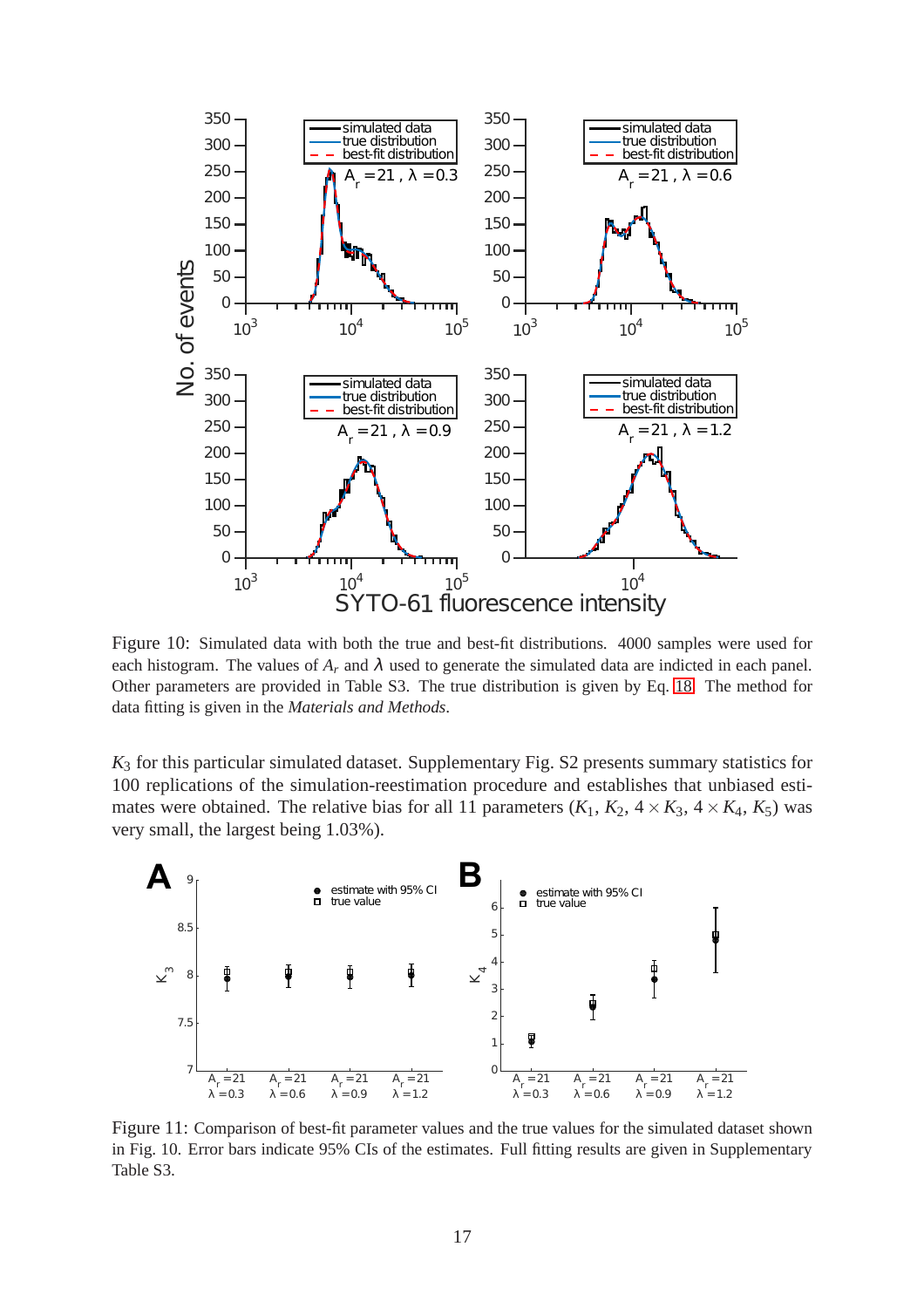350
300
250
200
150
100
50
0

simulated data
true distribution
best-fit distribution

$A_r = 21$ , $\lambda = 0.3$

$A_r = 21$ , $\lambda = 0.6$

$A_r = 21$ , $\lambda = 0.9$

$A_r = 21$ , $\lambda = 1.2$

No. of events

$10^3$ $10^4$ $10^5$

SYTO-61 fluorescence intensity

Figure 10: Simulated data with both the true and best-fit distributions. 4000 samples were used for each histogram. The values of $A_r$ and $\lambda$ used to generate the simulated data are indicted in each panel. Other parameters are provided in Table S3. The true distribution is given by Eq. 18. The method for data fitting is given in the *Materials and Methods*.

$K_3$ for this particular simulated dataset. Supplementary Fig. S2 presents summary statistics for 100 replications of the simulation-reestimation procedure and establishes that unbiased estimates were obtained. The relative bias for all 11 parameters ($K_1$, $K_2$, $4\times K_3$, $4\times K_4$, $K_5$) was very small, the largest being 1.03%).

A

B

estimate with 95% CI
true value

$K_3$

9
8.5
8
7.5
7

$K_4$

6
5
4
3
2
1
0

$A_r = 21$ $\lambda = 0.3$
$A_r = 21$ $\lambda = 0.6$
$A_r = 21$ $\lambda = 0.9$
$A_r = 21$ $\lambda = 1.2$

Figure 11: Comparison of best-fit parameter values and the true values for the simulated dataset shown in Fig. 10. Error bars indicate 95% CIs of the estimates. Full fitting results are given in Supplementary Table S3.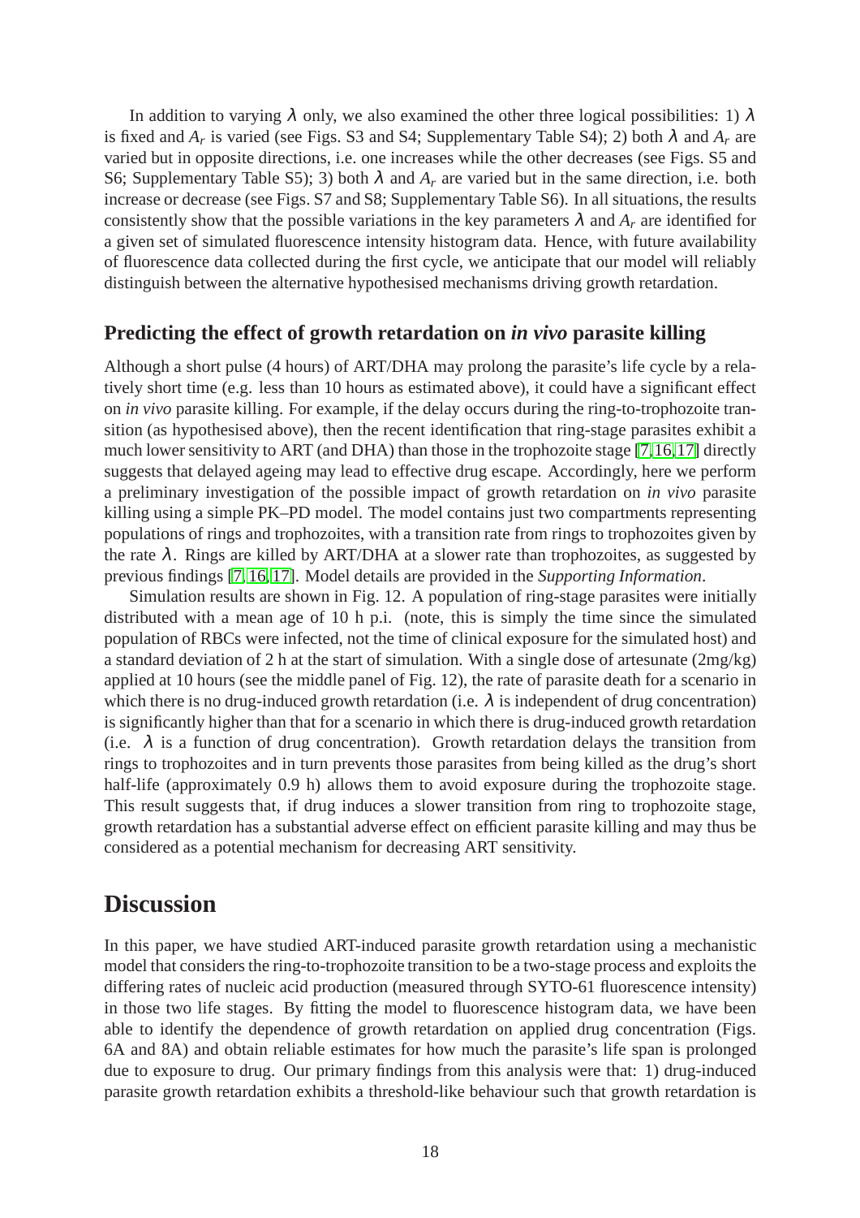In addition to varying $\lambda$ only, we also examined the other three logical possibilities: 1) $\lambda$ is fixed and $A_r$ is varied (see Figs. S3 and S4; Supplementary Table S4); 2) both $\lambda$ and $A_r$ are varied but in opposite directions, i.e. one increases while the other decreases (see Figs. S5 and S6; Supplementary Table S5); 3) both $\lambda$ and $A_r$ are varied but in the same direction, i.e. both increase or decrease (see Figs. S7 and S8; Supplementary Table S6). In all situations, the results consistently show that the possible variations in the key parameters $\lambda$ and $A_r$ are identified for a given set of simulated fluorescence intensity histogram data. Hence, with future availability of fluorescence data collected during the first cycle, we anticipate that our model will reliably distinguish between the alternative hypothesised mechanisms driving growth retardation.

### Predicting the effect of growth retardation on *in vivo* parasite killing

Although a short pulse (4 hours) of ART/DHA may prolong the parasite's life cycle by a relatively short time (e.g. less than 10 hours as estimated above), it could have a significant effect on *in vivo* parasite killing. For example, if the delay occurs during the ring-to-trophozoite transition (as hypothesised above), then the recent identification that ring-stage parasites exhibit a much lower sensitivity to ART (and DHA) than those in the trophozoite stage [7,16,17] directly suggests that delayed ageing may lead to effective drug escape. Accordingly, here we perform a preliminary investigation of the possible impact of growth retardation on *in vivo* parasite killing using a simple PK–PD model. The model contains just two compartments representing populations of rings and trophozoites, with a transition rate from rings to trophozoites given by the rate $\lambda$. Rings are killed by ART/DHA at a slower rate than trophozoites, as suggested by previous findings [7,16,17]. Model details are provided in the *Supporting Information*.

Simulation results are shown in Fig. 12. A population of ring-stage parasites were initially distributed with a mean age of 10 h p.i. (note, this is simply the time since the simulated population of RBCs were infected, not the time of clinical exposure for the simulated host) and a standard deviation of 2 h at the start of simulation. With a single dose of artesunate (2mg/kg) applied at 10 hours (see the middle panel of Fig. 12), the rate of parasite death for a scenario in which there is no drug-induced growth retardation (i.e. $\lambda$ is independent of drug concentration) is significantly higher than that for a scenario in which there is drug-induced growth retardation (i.e. $\lambda$ is a function of drug concentration). Growth retardation delays the transition from rings to trophozoites and in turn prevents those parasites from being killed as the drug's short half-life (approximately 0.9 h) allows them to avoid exposure during the trophozoite stage. This result suggests that, if drug induces a slower transition from ring to trophozoite stage, growth retardation has a substantial adverse effect on efficient parasite killing and may thus be considered as a potential mechanism for decreasing ART sensitivity.

## Discussion

In this paper, we have studied ART-induced parasite growth retardation using a mechanistic model that considers the ring-to-trophozoite transition to be a two-stage process and exploits the differing rates of nucleic acid production (measured through SYTO-61 fluorescence intensity) in those two life stages. By fitting the model to fluorescence histogram data, we have been able to identify the dependence of growth retardation on applied drug concentration (Figs. 6A and 8A) and obtain reliable estimates for how much the parasite's life span is prolonged due to exposure to drug. Our primary findings from this analysis were that: 1) drug-induced parasite growth retardation exhibits a threshold-like behaviour such that growth retardation is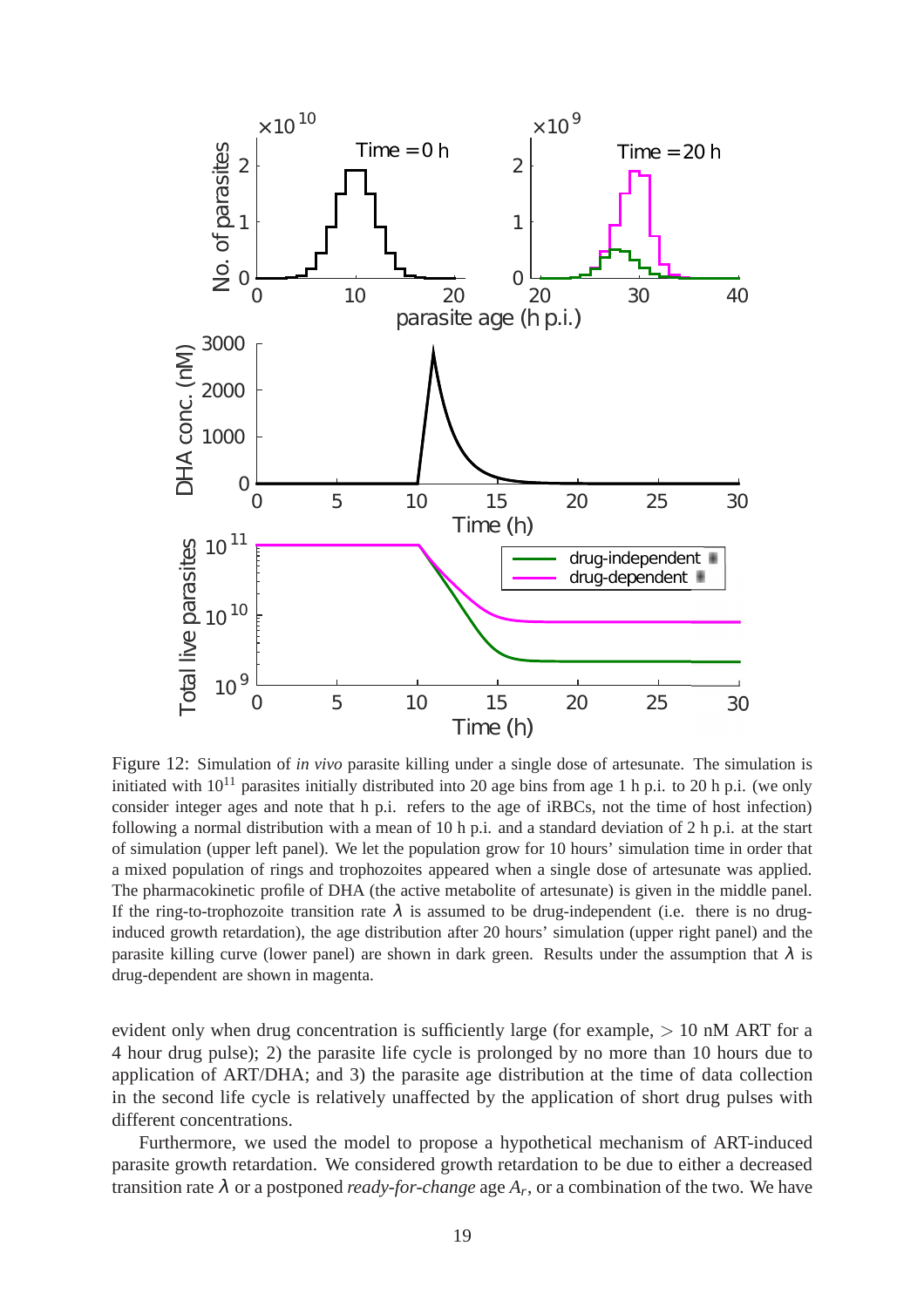×10^10

Time = 0 h

No. of parasites

2

1

0

0 10 20

×10^9

Time = 20 h

2

1

0

20 30 40

parasite age (h p.i.)

DHA conc. (nM)

3000

2000

1000

0

0 5 10 15 20 25 30

Time (h)

Total live parasites

10^11

10^10

10^9

0 5 10 15 20 25 30

Time (h)

drug-independent

drug-dependent

Figure 12: Simulation of *in vivo* parasite killing under a single dose of artesunate. The simulation is initiated with $10^{11}$ parasites initially distributed into 20 age bins from age 1 h p.i. to 20 h p.i. (we only consider integer ages and note that h p.i. refers to the age of iRBCs, not the time of host infection) following a normal distribution with a mean of 10 h p.i. and a standard deviation of 2 h p.i. at the start of simulation (upper left panel). We let the population grow for 10 hours' simulation time in order that a mixed population of rings and trophozoites appeared when a single dose of artesunate was applied. The pharmacokinetic profile of DHA (the active metabolite of artesunate) is given in the middle panel. If the ring-to-trophozoite transition rate $\lambda$ is assumed to be drug-independent (i.e. there is no drug-induced growth retardation), the age distribution after 20 hours' simulation (upper right panel) and the parasite killing curve (lower panel) are shown in dark green. Results under the assumption that $\lambda$ is drug-dependent are shown in magenta.

evident only when drug concentration is sufficiently large (for example, > 10 nM ART for a 4 hour drug pulse); 2) the parasite life cycle is prolonged by no more than 10 hours due to application of ART/DHA; and 3) the parasite age distribution at the time of data collection in the second life cycle is relatively unaffected by the application of short drug pulses with different concentrations.

Furthermore, we used the model to propose a hypothetical mechanism of ART-induced parasite growth retardation. We considered growth retardation to be due to either a decreased transition rate $\lambda$ or a postponed *ready-for-change* age $A_r$, or a combination of the two. We have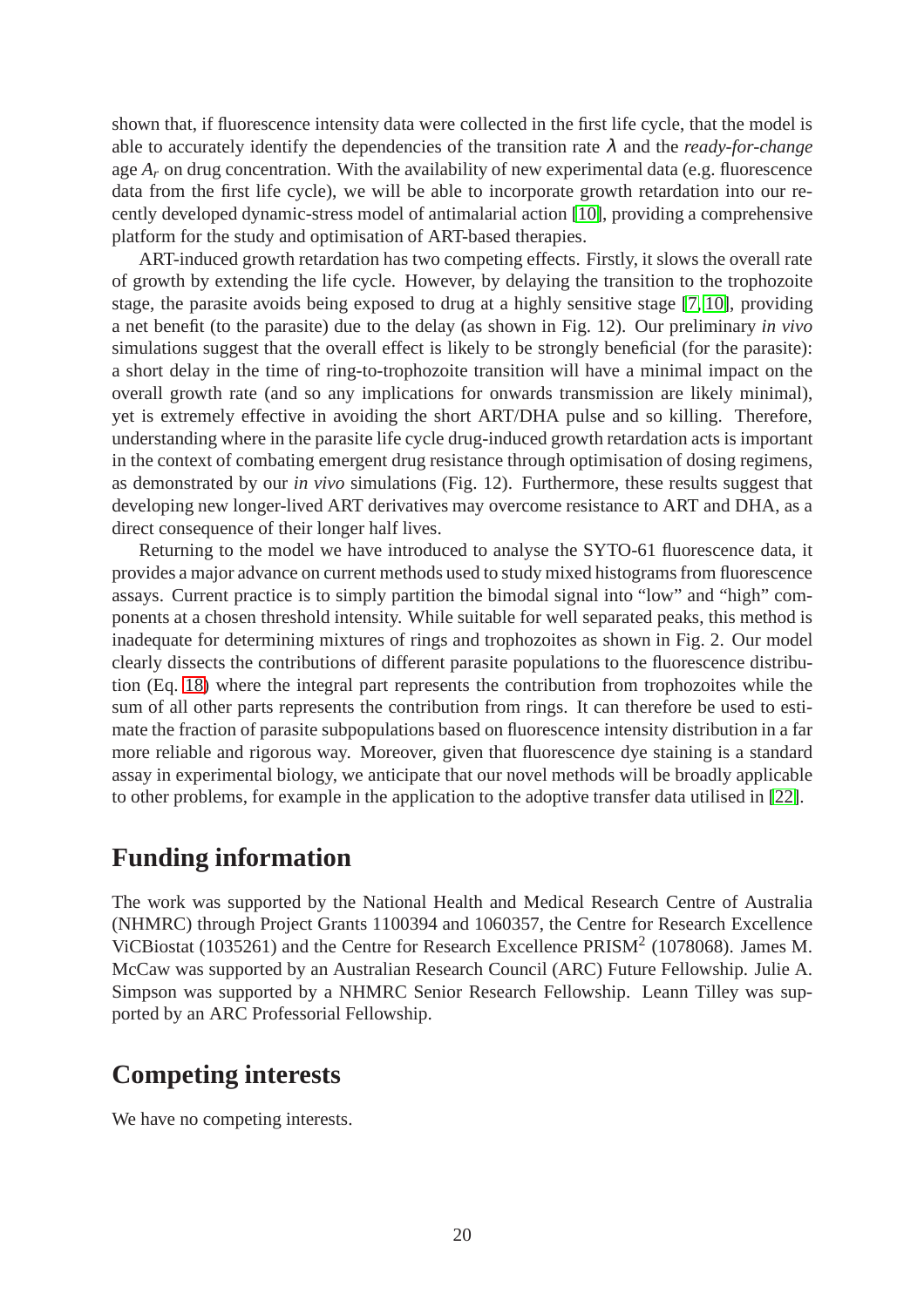shown that, if fluorescence intensity data were collected in the first life cycle, that the model is able to accurately identify the dependencies of the transition rate $\lambda$ and the *ready-for-change* age $A_r$ on drug concentration. With the availability of new experimental data (e.g. fluorescence data from the first life cycle), we will be able to incorporate growth retardation into our recently developed dynamic-stress model of antimalarial action [10], providing a comprehensive platform for the study and optimisation of ART-based therapies.

ART-induced growth retardation has two competing effects. Firstly, it slows the overall rate of growth by extending the life cycle. However, by delaying the transition to the trophozoite stage, the parasite avoids being exposed to drug at a highly sensitive stage [7, 10], providing a net benefit (to the parasite) due to the delay (as shown in Fig. 12). Our preliminary *in vivo* simulations suggest that the overall effect is likely to be strongly beneficial (for the parasite): a short delay in the time of ring-to-trophozoite transition will have a minimal impact on the overall growth rate (and so any implications for onwards transmission are likely minimal), yet is extremely effective in avoiding the short ART/DHA pulse and so killing. Therefore, understanding where in the parasite life cycle drug-induced growth retardation acts is important in the context of combating emergent drug resistance through optimisation of dosing regimens, as demonstrated by our *in vivo* simulations (Fig. 12). Furthermore, these results suggest that developing new longer-lived ART derivatives may overcome resistance to ART and DHA, as a direct consequence of their longer half lives.

Returning to the model we have introduced to analyse the SYTO-61 fluorescence data, it provides a major advance on current methods used to study mixed histograms from fluorescence assays. Current practice is to simply partition the bimodal signal into "low" and "high" components at a chosen threshold intensity. While suitable for well separated peaks, this method is inadequate for determining mixtures of rings and trophozoites as shown in Fig. 2. Our model clearly dissects the contributions of different parasite populations to the fluorescence distribution (Eq. 18) where the integral part represents the contribution from trophozoites while the sum of all other parts represents the contribution from rings. It can therefore be used to estimate the fraction of parasite subpopulations based on fluorescence intensity distribution in a far more reliable and rigorous way. Moreover, given that fluorescence dye staining is a standard assay in experimental biology, we anticipate that our novel methods will be broadly applicable to other problems, for example in the application to the adoptive transfer data utilised in [22].

## Funding information

The work was supported by the National Health and Medical Research Centre of Australia (NHMRC) through Project Grants 1100394 and 1060357, the Centre for Research Excellence ViCBiostat (1035261) and the Centre for Research Excellence PRISM$^2$ (1078068). James M. McCaw was supported by an Australian Research Council (ARC) Future Fellowship. Julie A. Simpson was supported by a NHMRC Senior Research Fellowship. Leann Tilley was supported by an ARC Professorial Fellowship.

## Competing interests

We have no competing interests.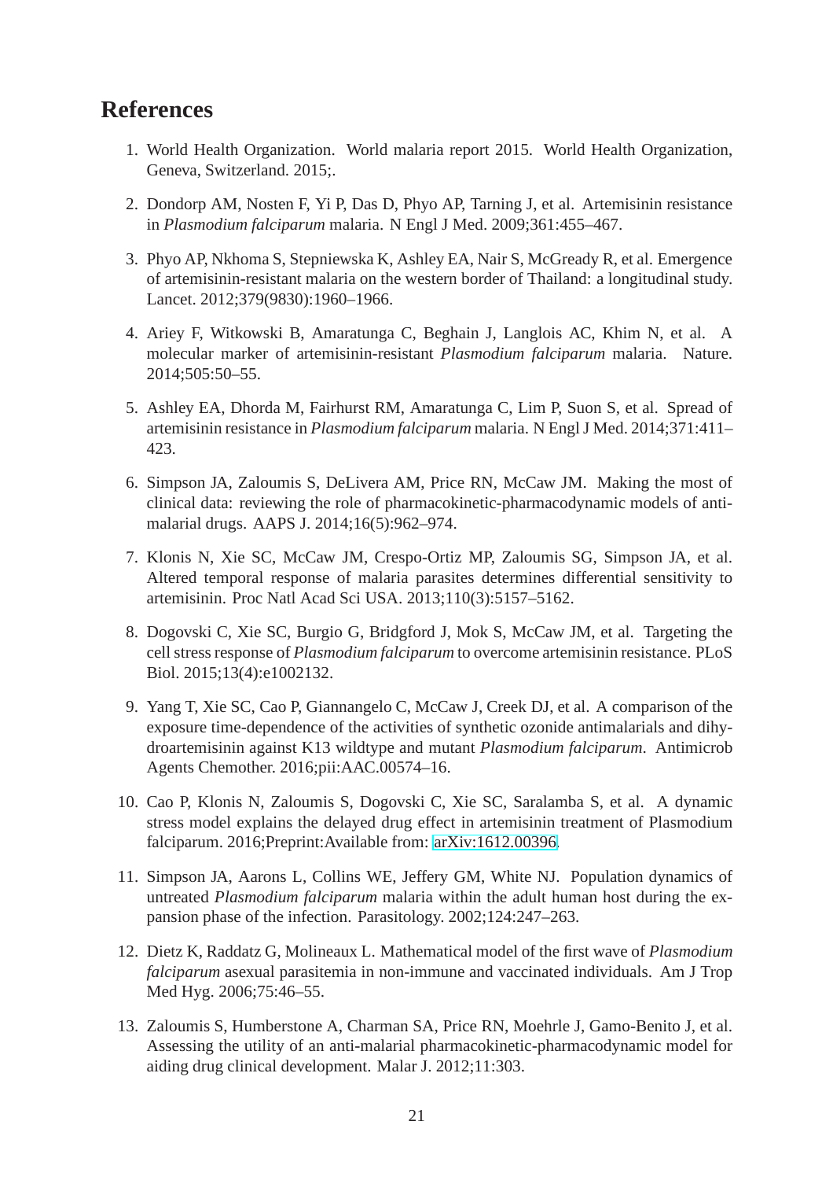## References

1. World Health Organization. World malaria report 2015. World Health Organization, Geneva, Switzerland. 2015;.
2. Dondorp AM, Nosten F, Yi P, Das D, Phyo AP, Tarning J, et al. Artemisinin resistance in *Plasmodium falciparum* malaria. N Engl J Med. 2009;361:455–467.
3. Phyo AP, Nkhoma S, Stepniewska K, Ashley EA, Nair S, McGready R, et al. Emergence of artemisinin-resistant malaria on the western border of Thailand: a longitudinal study. Lancet. 2012;379(9830):1960–1966.
4. Ariey F, Witkowski B, Amaratunga C, Beghain J, Langlois AC, Khim N, et al. A molecular marker of artemisinin-resistant *Plasmodium falciparum* malaria. Nature. 2014;505:50–55.
5. Ashley EA, Dhorda M, Fairhurst RM, Amaratunga C, Lim P, Suon S, et al. Spread of artemisinin resistance in *Plasmodium falciparum* malaria. N Engl J Med. 2014;371:411–423.
6. Simpson JA, Zaloumis S, DeLivera AM, Price RN, McCaw JM. Making the most of clinical data: reviewing the role of pharmacokinetic-pharmacodynamic models of anti-malarial drugs. AAPS J. 2014;16(5):962–974.
7. Klonis N, Xie SC, McCaw JM, Crespo-Ortiz MP, Zaloumis SG, Simpson JA, et al. Altered temporal response of malaria parasites determines differential sensitivity to artemisinin. Proc Natl Acad Sci USA. 2013;110(3):5157–5162.
8. Dogovski C, Xie SC, Burgio G, Bridgford J, Mok S, McCaw JM, et al. Targeting the cell stress response of *Plasmodium falciparum* to overcome artemisinin resistance. PLoS Biol. 2015;13(4):e1002132.
9. Yang T, Xie SC, Cao P, Giannangelo C, McCaw J, Creek DJ, et al. A comparison of the exposure time-dependence of the activities of synthetic ozonide antimalarials and dihydroartemisinin against K13 wildtype and mutant *Plasmodium falciparum*. Antimicrob Agents Chemother. 2016;pii:AAC.00574–16.
10. Cao P, Klonis N, Zaloumis S, Dogovski C, Xie SC, Saralamba S, et al. A dynamic stress model explains the delayed drug effect in artemisinin treatment of Plasmodium falciparum. 2016;Preprint:Available from: arXiv:1612.00396.
11. Simpson JA, Aarons L, Collins WE, Jeffery GM, White NJ. Population dynamics of untreated *Plasmodium falciparum* malaria within the adult human host during the expansion phase of the infection. Parasitology. 2002;124:247–263.
12. Dietz K, Raddatz G, Molineaux L. Mathematical model of the first wave of *Plasmodium falciparum* asexual parasitemia in non-immune and vaccinated individuals. Am J Trop Med Hyg. 2006;75:46–55.
13. Zaloumis S, Humberstone A, Charman SA, Price RN, Moehrle J, Gamo-Benito J, et al. Assessing the utility of an anti-malarial pharmacokinetic-pharmacodynamic model for aiding drug clinical development. Malar J. 2012;11:303.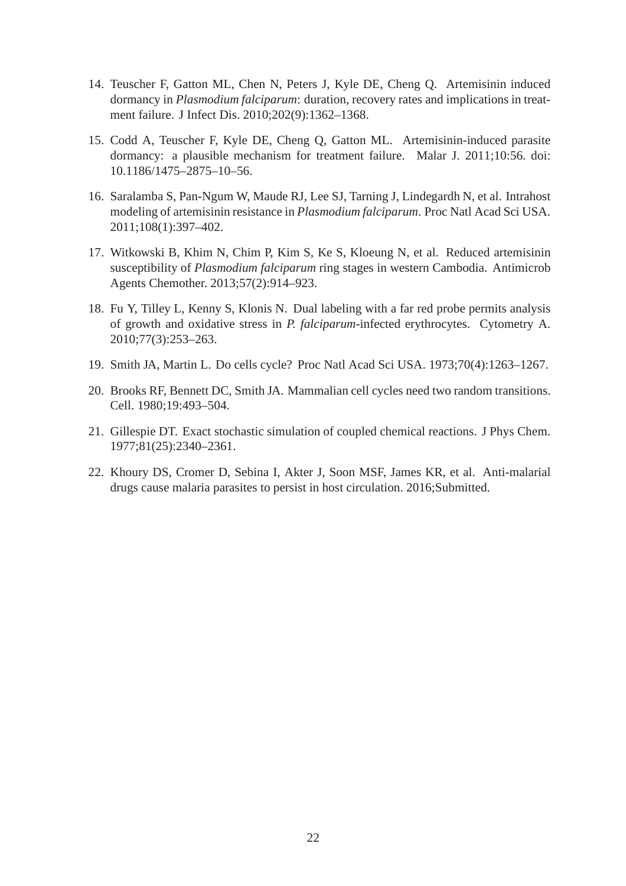14. Teuscher F, Gatton ML, Chen N, Peters J, Kyle DE, Cheng Q. Artemisinin induced dormancy in *Plasmodium falciparum*: duration, recovery rates and implications in treatment failure. J Infect Dis. 2010;202(9):1362–1368.

15. Codd A, Teuscher F, Kyle DE, Cheng Q, Gatton ML. Artemisinin-induced parasite dormancy: a plausible mechanism for treatment failure. Malar J. 2011;10:56. doi: 10.1186/1475–2875–10–56.

16. Saralamba S, Pan-Ngum W, Maude RJ, Lee SJ, Tarning J, Lindegardh N, et al. Intrahost modeling of artemisinin resistance in *Plasmodium falciparum*. Proc Natl Acad Sci USA. 2011;108(1):397–402.

17. Witkowski B, Khim N, Chim P, Kim S, Ke S, Kloeung N, et al. Reduced artemisinin susceptibility of *Plasmodium falciparum* ring stages in western Cambodia. Antimicrob Agents Chemother. 2013;57(2):914–923.

18. Fu Y, Tilley L, Kenny S, Klonis N. Dual labeling with a far red probe permits analysis of growth and oxidative stress in *P. falciparum*-infected erythrocytes. Cytometry A. 2010;77(3):253–263.

19. Smith JA, Martin L. Do cells cycle? Proc Natl Acad Sci USA. 1973;70(4):1263–1267.

20. Brooks RF, Bennett DC, Smith JA. Mammalian cell cycles need two random transitions. Cell. 1980;19:493–504.

21. Gillespie DT. Exact stochastic simulation of coupled chemical reactions. J Phys Chem. 1977;81(25):2340–2361.

22. Khoury DS, Cromer D, Sebina I, Akter J, Soon MSF, James KR, et al. Anti-malarial drugs cause malaria parasites to persist in host circulation. 2016;Submitted.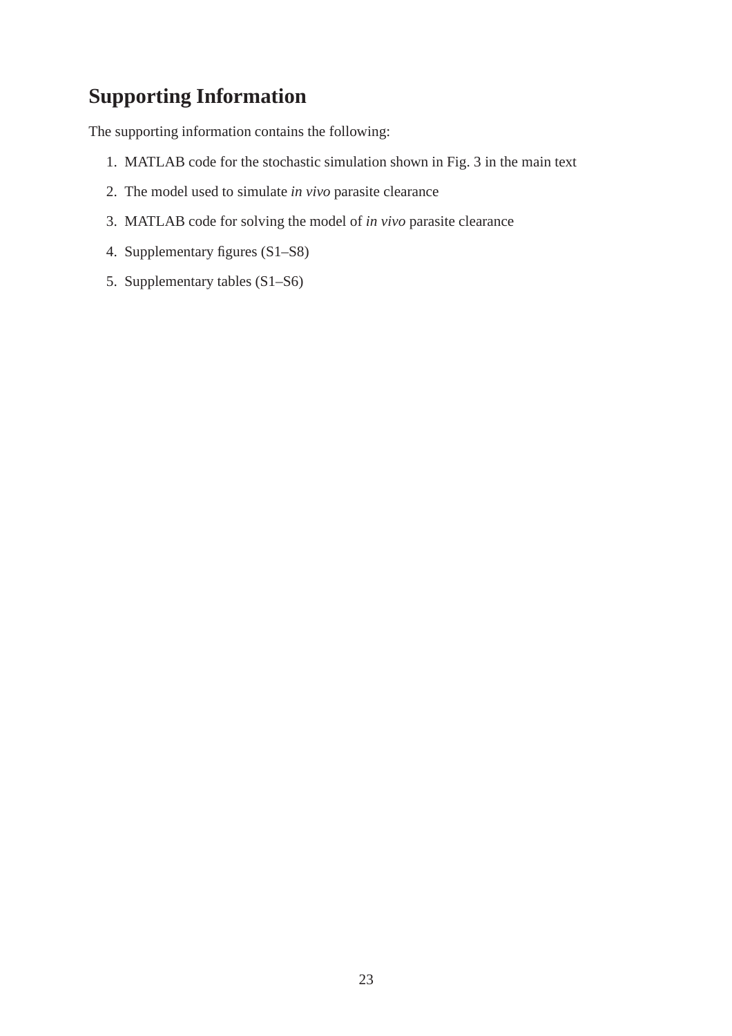## Supporting Information

The supporting information contains the following:

1. MATLAB code for the stochastic simulation shown in Fig. 3 in the main text
2. The model used to simulate *in vivo* parasite clearance
3. MATLAB code for solving the model of *in vivo* parasite clearance
4. Supplementary figures (S1–S8)
5. Supplementary tables (S1–S6)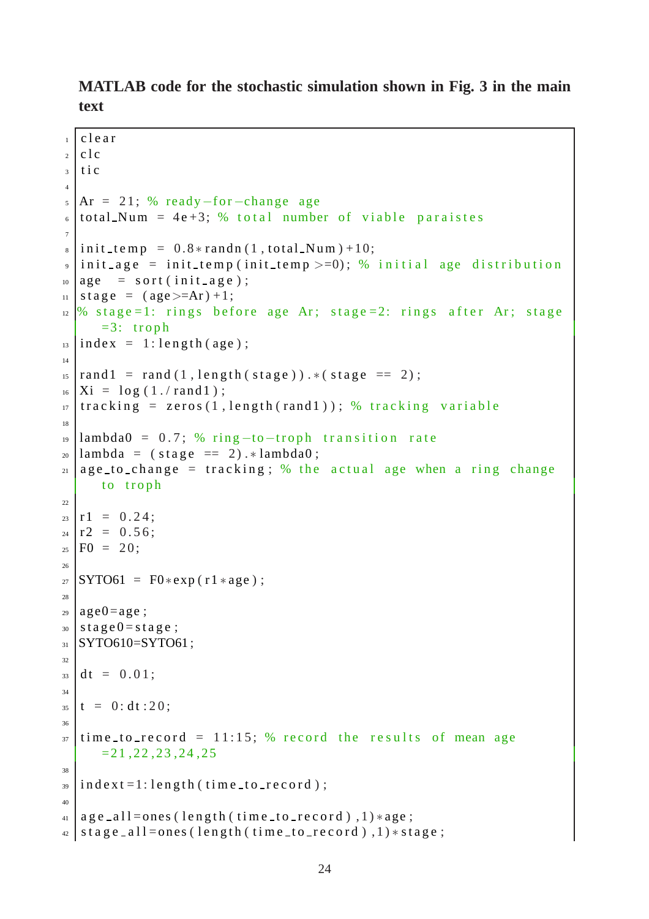**MATLAB code for the stochastic simulation shown in Fig. 3 in the main text**

```
clear
clc
tic

Ar = 21; % ready-for-change age
total_Num = 4e+3; % total number of viable paraistes

init_temp = 0.8*randn(1,total_Num)+10;
init_age = init_temp(init_temp>=0); % initial age distribution
age = sort(init_age);
stage = (age>=Ar)+1;
% stage=1: rings before age Ar; stage=2: rings after Ar; stage
    =3: troph
index = 1:length(age);

rand1 = rand(1,length(stage)).*(stage == 2);
Xi = log(1./rand1);
tracking = zeros(1,length(rand1)); % tracking variable

lambda0 = 0.7; % ring-to-troph transition rate
lambda = (stage == 2).*lambda0;
age_to_change = tracking; % the actual age when a ring change
    to troph

r1 = 0.24;
r2 = 0.56;
F0 = 20;

SYTO61 = F0*exp(r1*age);

age0=age;
stage0=stage;
SYTO610=SYTO61;

dt = 0.01;

t = 0:dt:20;

time_to_record = 11:15; % record the results of mean age
    =21,22,23,24,25

indext=1:length(time_to_record);

age_all=ones(length(time_to_record),1)*age;
stage_all=ones(length(time_to_record),1)*stage;
```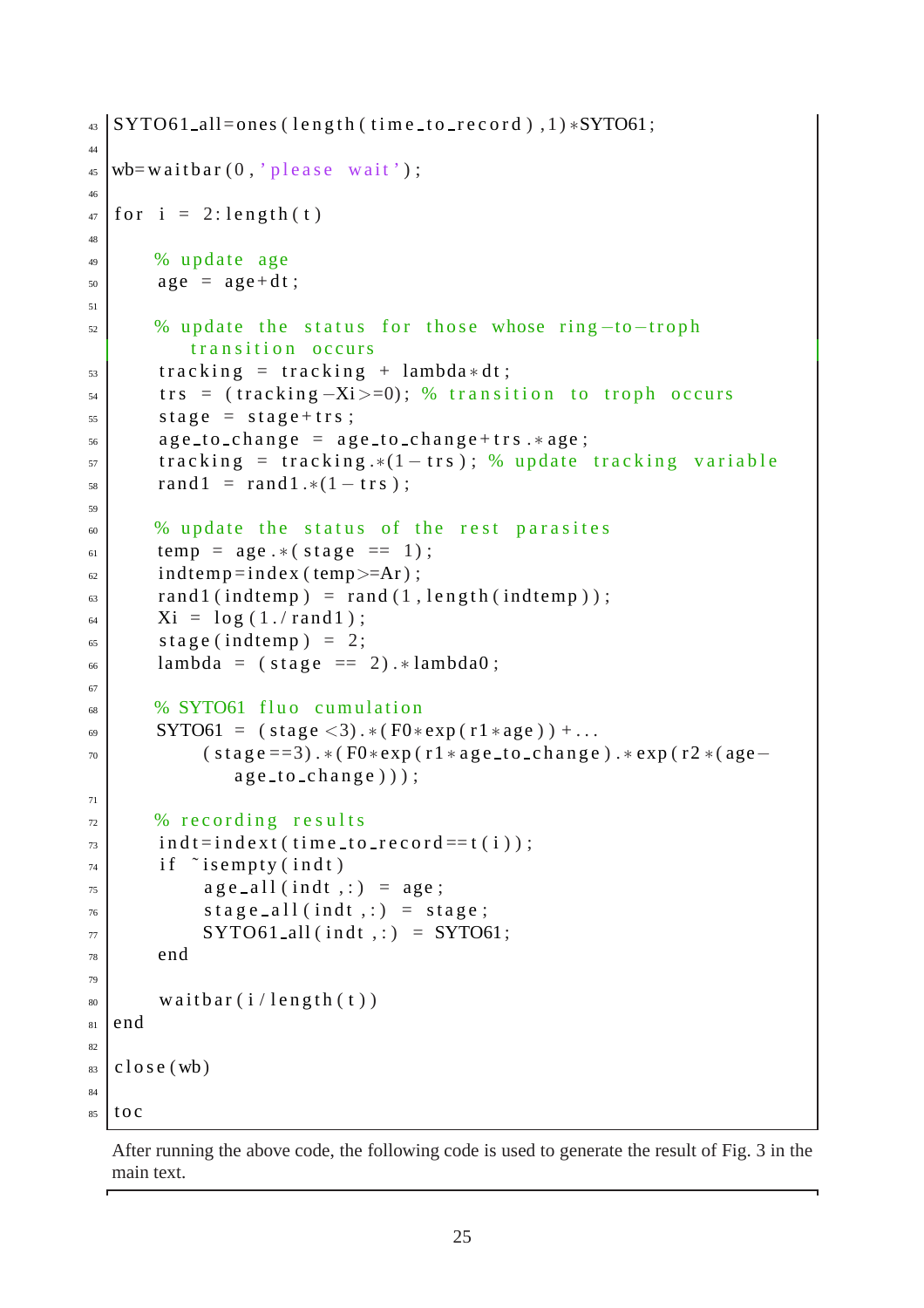```
SYTO61_all=ones(length(time_to_record),1)*SYTO61;

wb=waitbar(0,'please wait');

for i = 2:length(t)

    % update age
    age = age+dt;

    % update the status for those whose ring-to-troph transition occurs
    tracking = tracking + lambda*dt;
    trs = (tracking-Xi>=0); % transition to troph occurs
    stage = stage+trs;
    age_to_change = age_to_change+trs.*age;
    tracking = tracking.*(1-trs); % update tracking variable
    rand1 = rand1.*(1-trs);

    % update the status of the rest parasites
    temp = age.*(stage == 1);
    indtemp=index(temp>=Ar);
    rand1(indtemp) = rand(1,length(indtemp));
    Xi = log(1./rand1);
    stage(indtemp) = 2;
    lambda = (stage == 2).*lambda0;

    % SYTO61 fluo cumulation
    SYTO61 = (stage<3).*(F0*exp(r1*age))+...
        (stage==3).*(F0*exp(r1*age_to_change).*exp(r2*(age-age_to_change)));

    % recording results
    indt=indext(time_to_record==t(i));
    if ~isempty(indt)
        age_all(indt,:) = age;
        stage_all(indt,:) = stage;
        SYTO61_all(indt,:) = SYTO61;
    end

    waitbar(i/length(t))
end

close(wb)

toc
```

After running the above code, the following code is used to generate the result of Fig. 3 in the main text.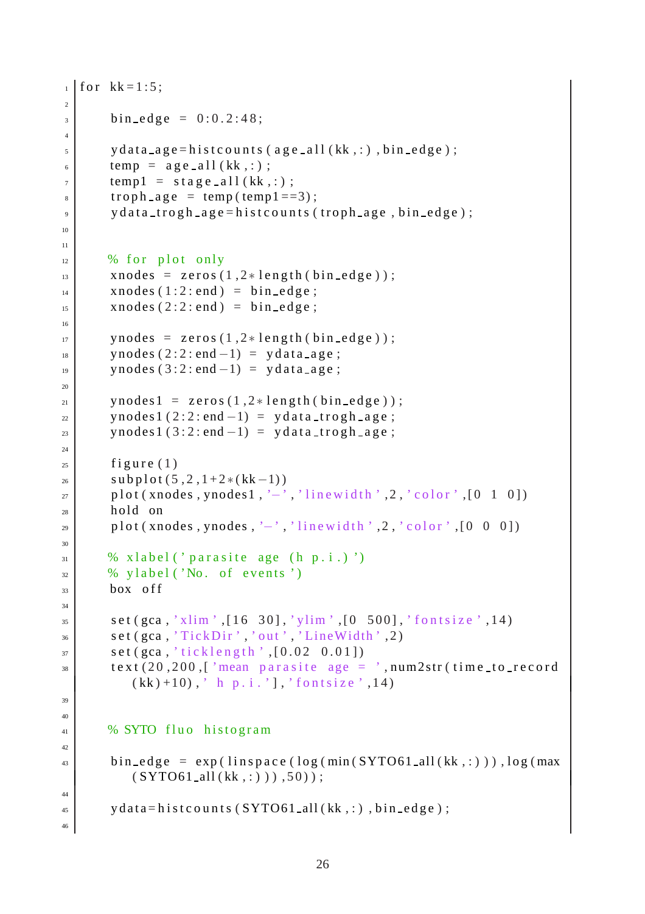```
for kk=1:5;

    bin_edge = 0:0.2:48;

    ydata_age=histcounts(age_all(kk,:),bin_edge);
    temp = age_all(kk,:);
    temp1 = stage_all(kk,:);
    troph_age = temp(temp1==3);
    ydata_trogh_age=histcounts(troph_age,bin_edge);


    % for plot only
    xnodes = zeros(1,2*length(bin_edge));
    xnodes(1:2:end) = bin_edge;
    xnodes(2:2:end) = bin_edge;

    ynodes = zeros(1,2*length(bin_edge));
    ynodes(2:2:end-1) = ydata_age;
    ynodes(3:2:end-1) = ydata_age;

    ynodes1 = zeros(1,2*length(bin_edge));
    ynodes1(2:2:end-1) = ydata_trogh_age;
    ynodes1(3:2:end-1) = ydata_trogh_age;

    figure(1)
    subplot(5,2,1+2*(kk-1))
    plot(xnodes,ynodes1,'-','linewidth',2,'color',[0 1 0])
    hold on
    plot(xnodes,ynodes,'-','linewidth',2,'color',[0 0 0])

    % xlabel('parasite age (h p.i.)')
    % ylabel('No. of events')
    box off

    set(gca,'xlim',[16 30],'ylim',[0 500],'fontsize',14)
    set(gca,'TickDir','out','LineWidth',2)
    set(gca,'ticklength',[0.02 0.01])
    text(20,200,['mean parasite age = ',num2str(time_to_record
        (kk)+10),' h p.i.'],'fontsize',14)


    % SYTO fluo histogram

    bin_edge = exp(linspace(log(min(SYTO61_all(kk,:))),log(max
        (SYTO61_all(kk,:))),50));

    ydata=histcounts(SYTO61_all(kk,:),bin_edge);

```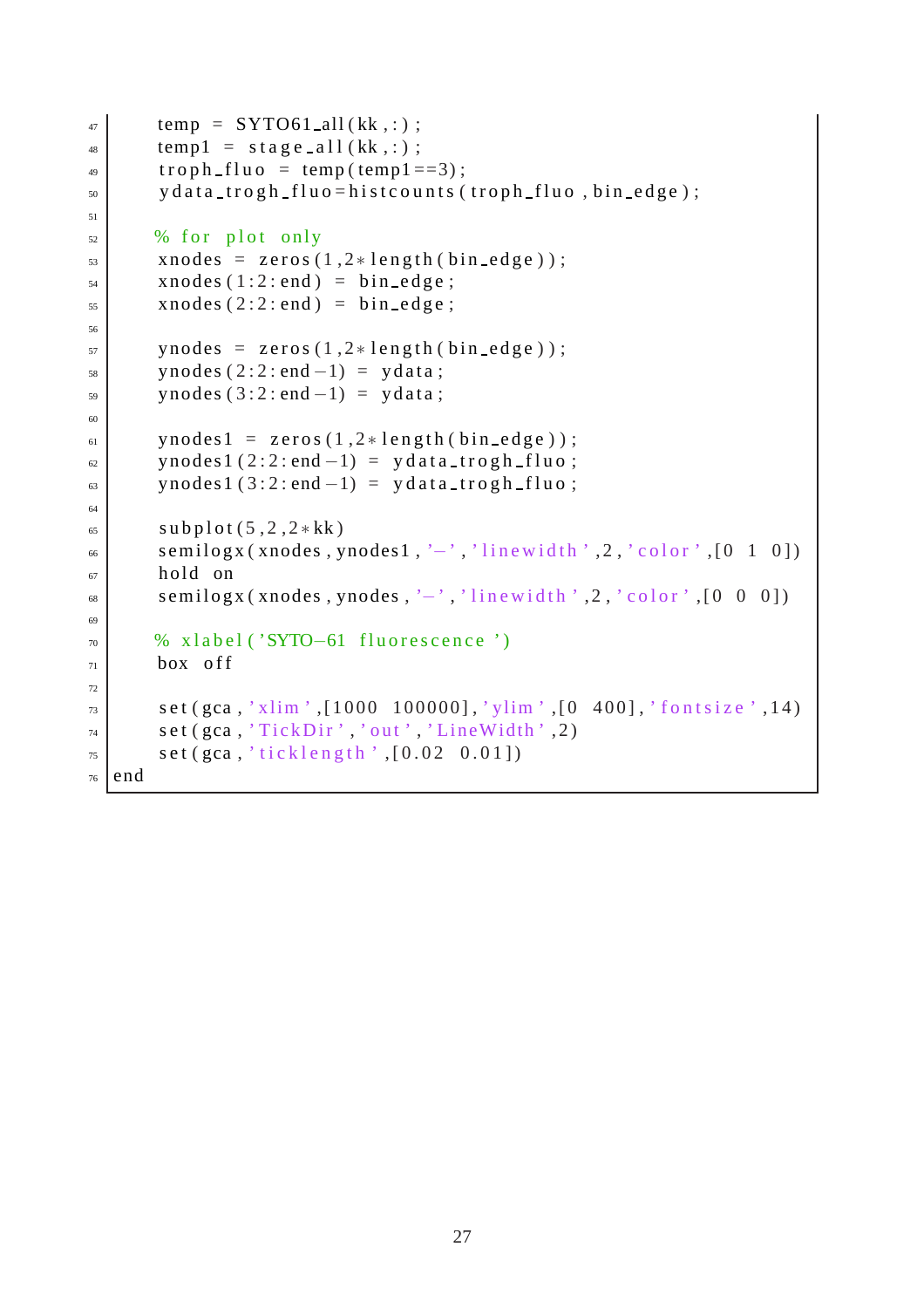```
47      temp = SYTO61_all(kk,:);
48      temp1 = stage_all(kk,:);
49      troph_fluo = temp(temp1==3);
50      ydata_trogh_fluo=histcounts(troph_fluo,bin_edge);
51
52      % for plot only
53      xnodes = zeros(1,2*length(bin_edge));
54      xnodes(1:2:end) = bin_edge;
55      xnodes(2:2:end) = bin_edge;
56
57      ynodes = zeros(1,2*length(bin_edge));
58      ynodes(2:2:end-1) = ydata;
59      ynodes(3:2:end-1) = ydata;
60
61      ynodes1 = zeros(1,2*length(bin_edge));
62      ynodes1(2:2:end-1) = ydata_trogh_fluo;
63      ynodes1(3:2:end-1) = ydata_trogh_fluo;
64
65      subplot(5,2,2*kk)
66      semilogx(xnodes,ynodes1,'-','linewidth',2,'color',[0 1 0])
67      hold on
68      semilogx(xnodes,ynodes,'-','linewidth',2,'color',[0 0 0])
69
70      % xlabel('SYTO-61 fluorescence')
71      box off
72
73      set(gca,'xlim',[1000 100000],'ylim',[0 400],'fontsize',14)
74      set(gca,'TickDir','out','LineWidth',2)
75      set(gca,'ticklength',[0.02 0.01])
76  end
```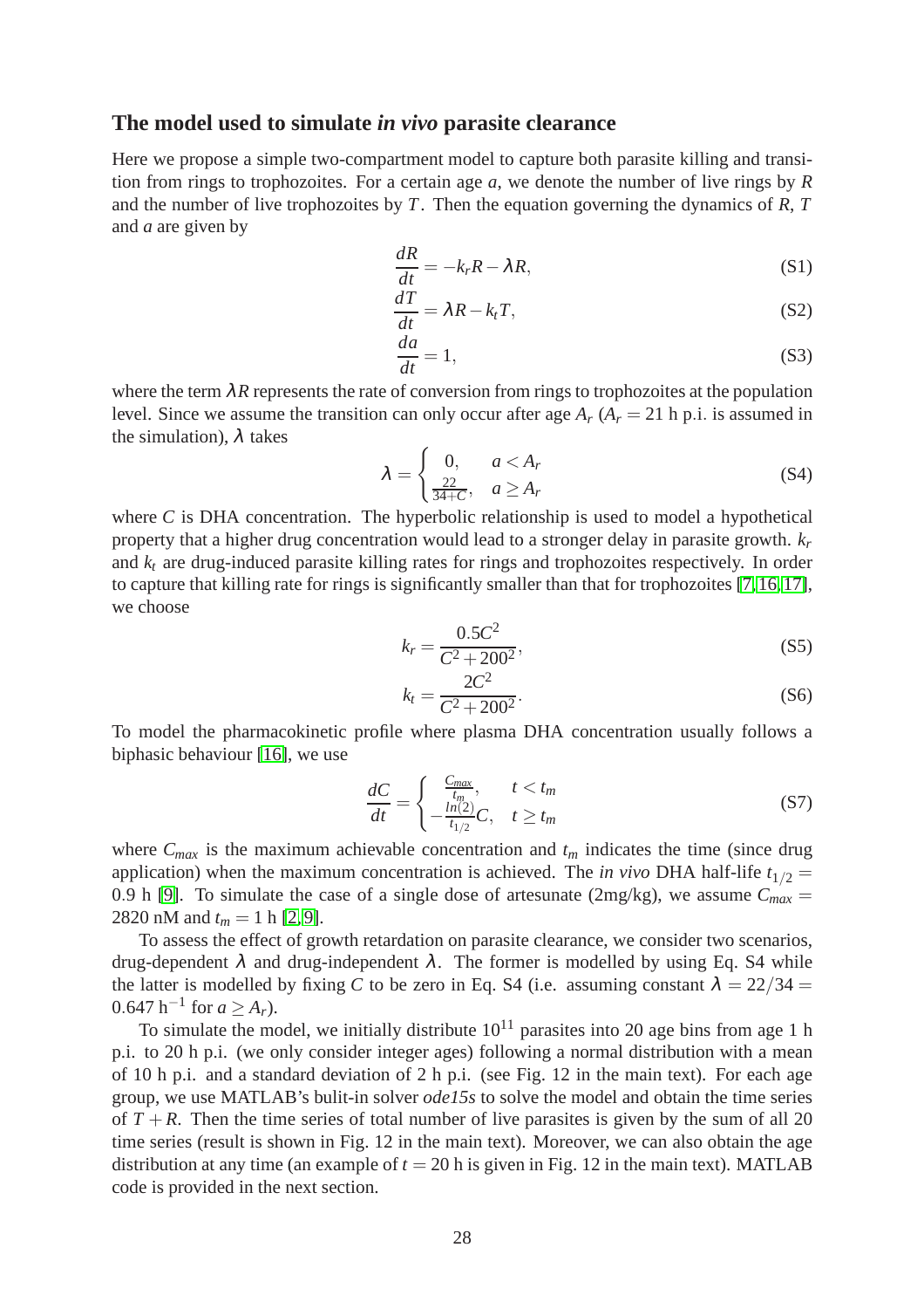## The model used to simulate *in vivo* parasite clearance

Here we propose a simple two-compartment model to capture both parasite killing and transition from rings to trophozoites. For a certain age $a$, we denote the number of live rings by $R$ and the number of live trophozoites by $T$. Then the equation governing the dynamics of $R$, $T$ and $a$ are given by

$$\frac{dR}{dt} = -k_r R - \lambda R, \tag{S1}$$

$$\frac{dT}{dt} = \lambda R - k_t T, \tag{S2}$$

$$\frac{da}{dt} = 1, \tag{S3}$$

where the term $\lambda R$ represents the rate of conversion from rings to trophozoites at the population level. Since we assume the transition can only occur after age $A_r$ ($A_r = 21$ h p.i. is assumed in the simulation), $\lambda$ takes

$$\lambda = \begin{cases} 0, & a < A_r \\ \frac{22}{34+C}, & a \geq A_r \end{cases} \tag{S4}$$

where $C$ is DHA concentration. The hyperbolic relationship is used to model a hypothetical property that a higher drug concentration would lead to a stronger delay in parasite growth. $k_r$ and $k_t$ are drug-induced parasite killing rates for rings and trophozoites respectively. In order to capture that killing rate for rings is significantly smaller than that for trophozoites [7,16,17], we choose

$$k_r = \frac{0.5C^2}{C^2 + 200^2}, \tag{S5}$$

$$k_t = \frac{2C^2}{C^2 + 200^2}. \tag{S6}$$

To model the pharmacokinetic profile where plasma DHA concentration usually follows a biphasic behaviour [16], we use

$$\frac{dC}{dt} = \begin{cases} \frac{C_{max}}{t_m}, & t < t_m \\ -\frac{ln(2)}{t_{1/2}} C, & t \geq t_m \end{cases} \tag{S7}$$

where $C_{max}$ is the maximum achievable concentration and $t_m$ indicates the time (since drug application) when the maximum concentration is achieved. The *in vivo* DHA half-life $t_{1/2} = 0.9$ h [9]. To simulate the case of a single dose of artesunate (2mg/kg), we assume $C_{max} = 2820$ nM and $t_m = 1$ h [2,9].

To assess the effect of growth retardation on parasite clearance, we consider two scenarios, drug-dependent $\lambda$ and drug-independent $\lambda$. The former is modelled by using Eq. S4 while the latter is modelled by fixing $C$ to be zero in Eq. S4 (i.e. assuming constant $\lambda = 22/34 = 0.647$ h$^{-1}$ for $a \geq A_r$).

To simulate the model, we initially distribute $10^{11}$ parasites into 20 age bins from age 1 h p.i. to 20 h p.i. (we only consider integer ages) following a normal distribution with a mean of 10 h p.i. and a standard deviation of 2 h p.i. (see Fig. 12 in the main text). For each age group, we use MATLAB's bulit-in solver *ode15s* to solve the model and obtain the time series of $T + R$. Then the time series of total number of live parasites is given by the sum of all 20 time series (result is shown in Fig. 12 in the main text). Moreover, we can also obtain the age distribution at any time (an example of $t = 20$ h is given in Fig. 12 in the main text). MATLAB code is provided in the next section.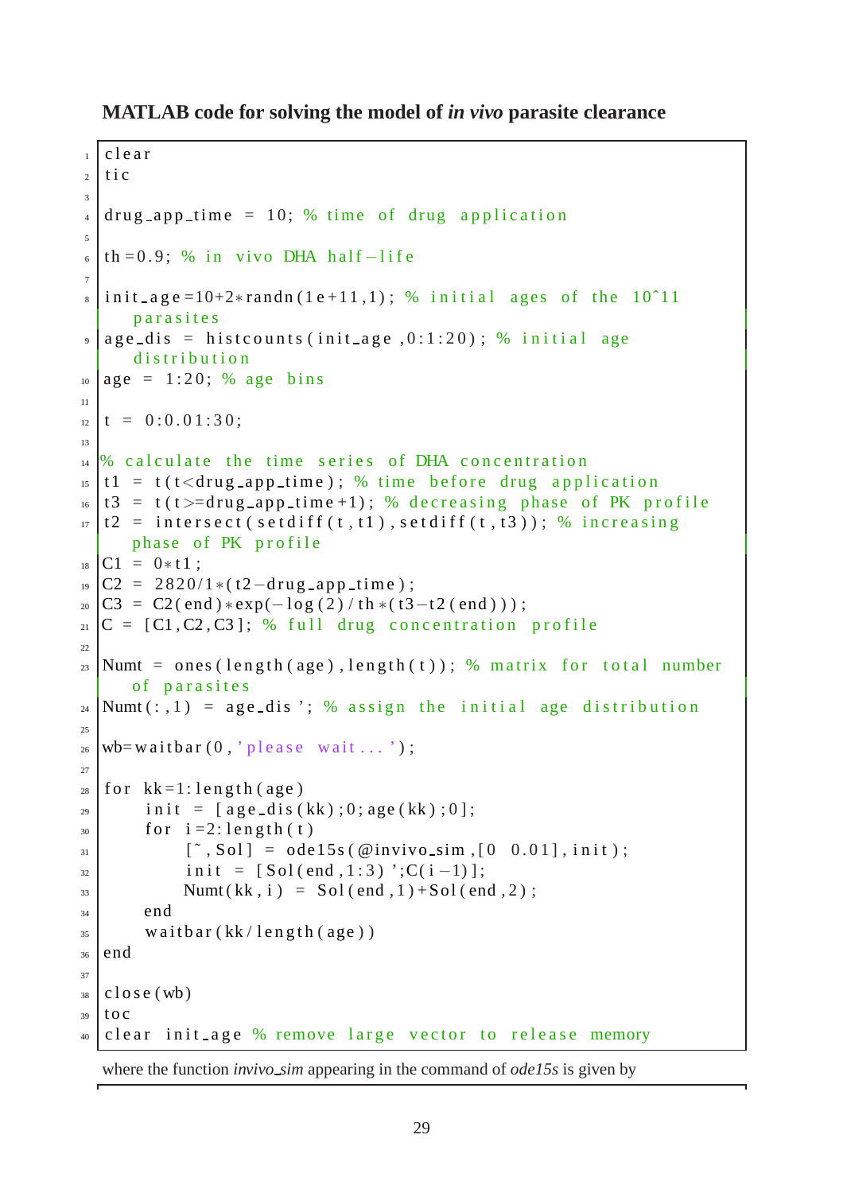**MATLAB code for solving the model of *in vivo* parasite clearance**

```
clear
tic

drug_app_time = 10; % time of drug application

th=0.9; % in vivo DHA half-life

init_age=10+2*randn(1e+11,1); % initial ages of the 10^11 parasites
age_dis = histcounts(init_age,0:1:20); % initial age distribution
age = 1:20; % age bins

t = 0:0.01:30;

% calculate the time series of DHA concentration
t1 = t(t<drug_app_time); % time before drug application
t3 = t(t>=drug_app_time+1); % decreasing phase of PK profile
t2 = intersect(setdiff(t,t1),setdiff(t,t3)); % increasing phase of PK profile
C1 = 0*t1;
C2 = 2820/1*(t2-drug_app_time);
C3 = C2(end)*exp(-log(2)/th*(t3-t2(end)));
C = [C1,C2,C3]; % full drug concentration profile

Numt = ones(length(age),length(t)); % matrix for total number of parasites
Numt(:,1) = age_dis'; % assign the initial age distribution

wb=waitbar(0,'please wait...');

for kk=1:length(age)
    init = [age_dis(kk);0;age(kk);0];
    for i=2:length(t)
        [~,Sol] = ode15s(@invivo_sim,[0 0.01],init);
        init = [Sol(end,1:3)';C(i-1)];
        Numt(kk,i) = Sol(end,1)+Sol(end,2);
    end
    waitbar(kk/length(age))
end

close(wb)
toc
clear init_age % remove large vector to release memory
```

where the function *invivo_sim* appearing in the command of *ode15s* is given by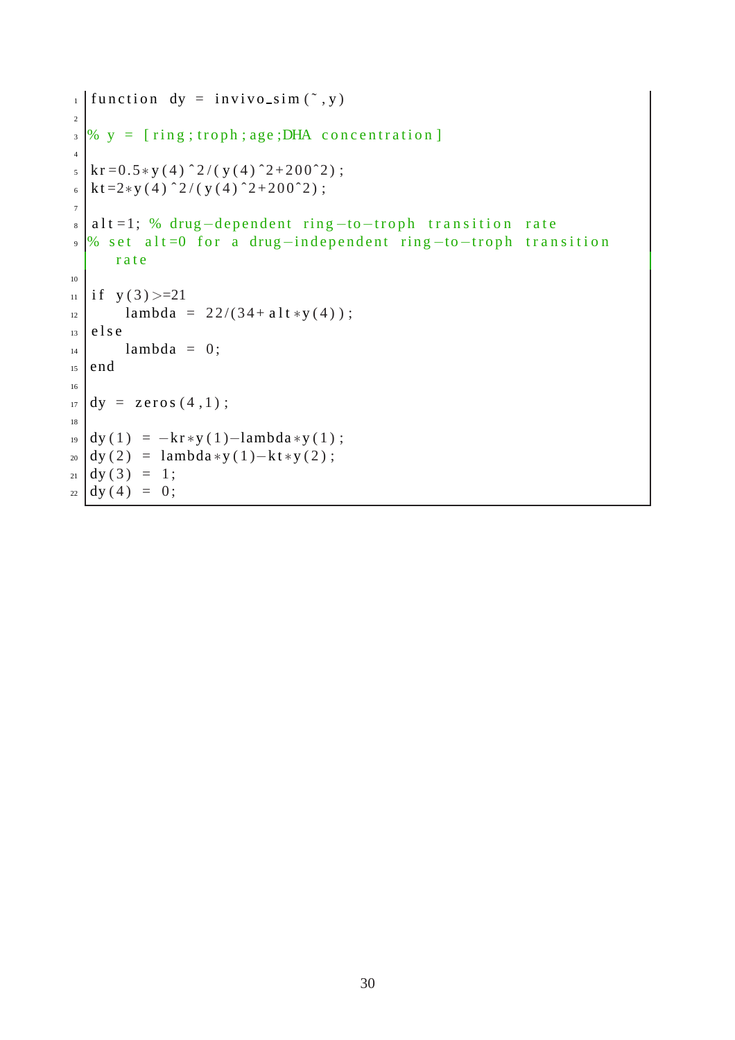```
function dy = invivo_sim(~,y)

% y = [ring;troph;age;DHA concentration]

kr=0.5*y(4)^2/(y(4)^2+200^2);
kt=2*y(4)^2/(y(4)^2+200^2);

alt=1; % drug-dependent ring-to-troph transition rate
% set alt=0 for a drug-independent ring-to-troph transition
    rate

if y(3)>=21
    lambda = 22/(34+alt*y(4));
else
    lambda = 0;
end

dy = zeros(4,1);

dy(1) = -kr*y(1)-lambda*y(1);
dy(2) = lambda*y(1)-kt*y(2);
dy(3) = 1;
dy(4) = 0;
```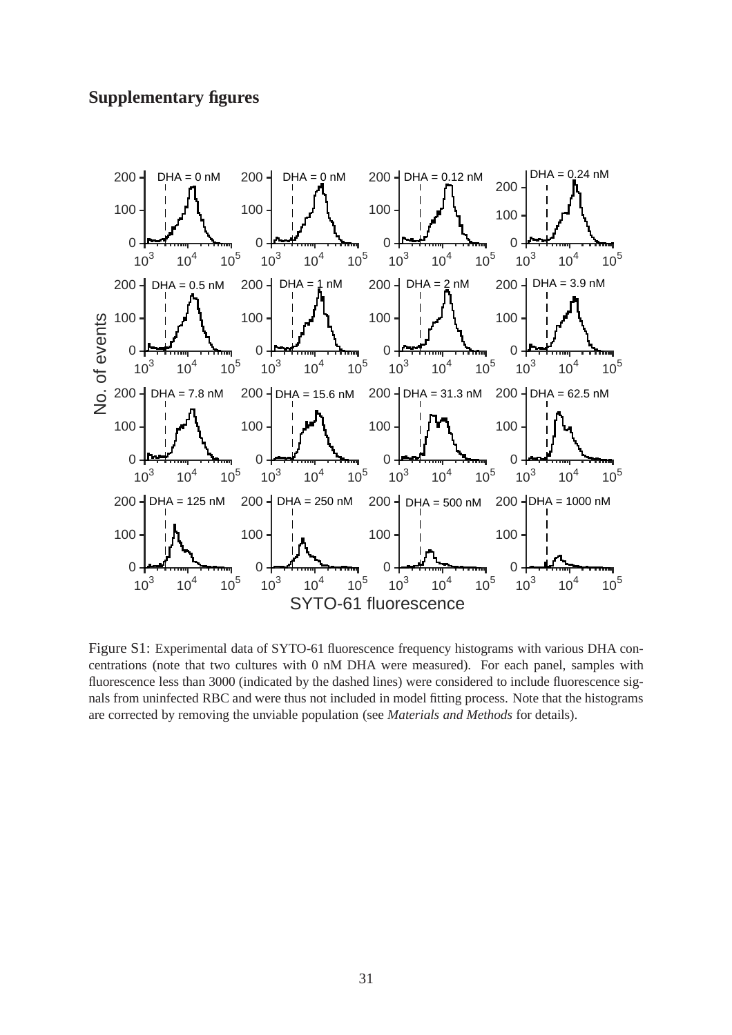## Supplementary figures

DHA = 0 nM
DHA = 0 nM
DHA = 0.12 nM
DHA = 0.24 nM
DHA = 0.5 nM
DHA = 1 nM
DHA = 2 nM
DHA = 3.9 nM
DHA = 7.8 nM
DHA = 15.6 nM
DHA = 31.3 nM
DHA = 62.5 nM
DHA = 125 nM
DHA = 250 nM
DHA = 500 nM
DHA = 1000 nM

No. of events

SYTO-61 fluorescence

Figure S1: Experimental data of SYTO-61 fluorescence frequency histograms with various DHA concentrations (note that two cultures with 0 nM DHA were measured). For each panel, samples with fluorescence less than 3000 (indicated by the dashed lines) were considered to include fluorescence signals from uninfected RBC and were thus not included in model fitting process. Note that the histograms are corrected by removing the unviable population (see *Materials and Methods* for details).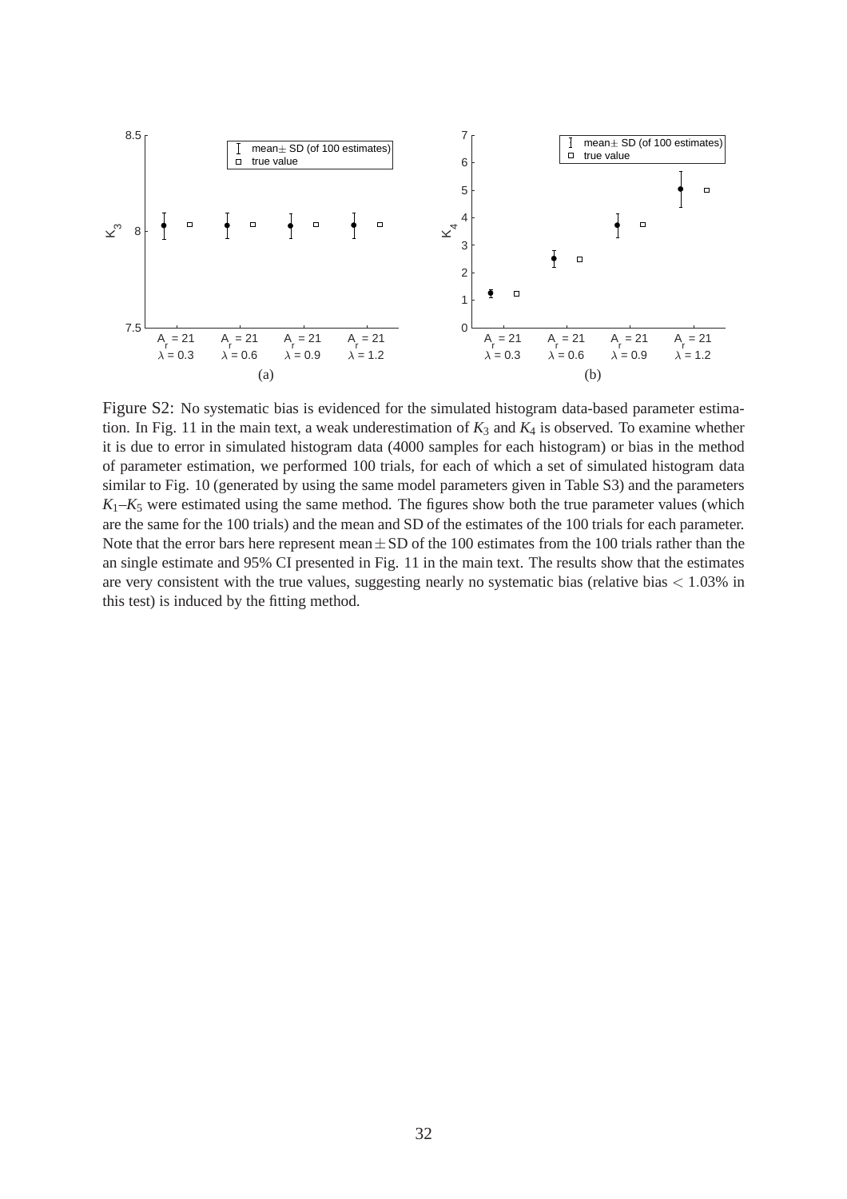8.5

8

7.5

$K_3$

mean± SD (of 100 estimates)

true value

$A_r$ = 21
$\lambda$ = 0.3

$A_r$ = 21
$\lambda$ = 0.6

$A_r$ = 21
$\lambda$ = 0.9

$A_r$ = 21
$\lambda$ = 1.2

(a)

7

6

5

4

3

2

1

0

$K_4$

mean± SD (of 100 estimates)

true value

$A_r$ = 21
$\lambda$ = 0.3

$A_r$ = 21
$\lambda$ = 0.6

$A_r$ = 21
$\lambda$ = 0.9

$A_r$ = 21
$\lambda$ = 1.2

(b)

Figure S2: No systematic bias is evidenced for the simulated histogram data-based parameter estimation. In Fig. 11 in the main text, a weak underestimation of $K_3$ and $K_4$ is observed. To examine whether it is due to error in simulated histogram data (4000 samples for each histogram) or bias in the method of parameter estimation, we performed 100 trials, for each of which a set of simulated histogram data similar to Fig. 10 (generated by using the same model parameters given in Table S3) and the parameters $K_1$–$K_5$ were estimated using the same method. The figures show both the true parameter values (which are the same for the 100 trials) and the mean and SD of the estimates of the 100 trials for each parameter. Note that the error bars here represent mean $\pm$ SD of the 100 estimates from the 100 trials rather than the an single estimate and 95% CI presented in Fig. 11 in the main text. The results show that the estimates are very consistent with the true values, suggesting nearly no systematic bias (relative bias $< 1.03\%$ in this test) is induced by the fitting method.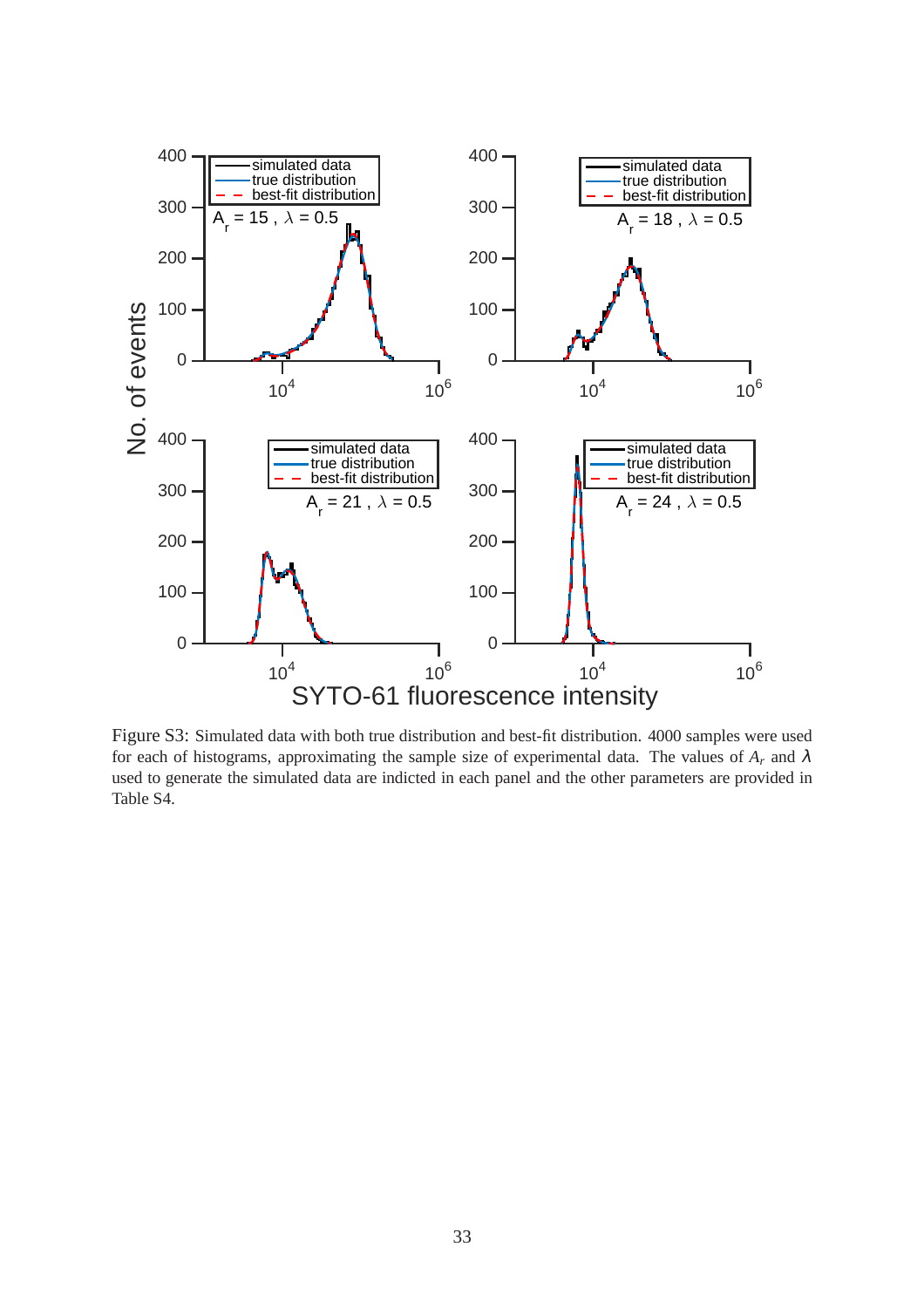400
300
200
100
0
No. of events
simulated data
true distribution
best-fit distribution
$A_r$ = 15 , $\lambda$ = 0.5
$10^4$
$10^6$

400
300
200
100
0
simulated data
true distribution
best-fit distribution
$A_r$ = 18 , $\lambda$ = 0.5
$10^4$
$10^6$

400
300
200
100
0
simulated data
true distribution
best-fit distribution
$A_r$ = 21 , $\lambda$ = 0.5
$10^4$
$10^6$

400
300
200
100
0
simulated data
true distribution
best-fit distribution
$A_r$ = 24 , $\lambda$ = 0.5
$10^4$
$10^6$

SYTO-61 fluorescence intensity

Figure S3: Simulated data with both true distribution and best-fit distribution. 4000 samples were used for each of histograms, approximating the sample size of experimental data. The values of $A_r$ and $\lambda$ used to generate the simulated data are indicted in each panel and the other parameters are provided in Table S4.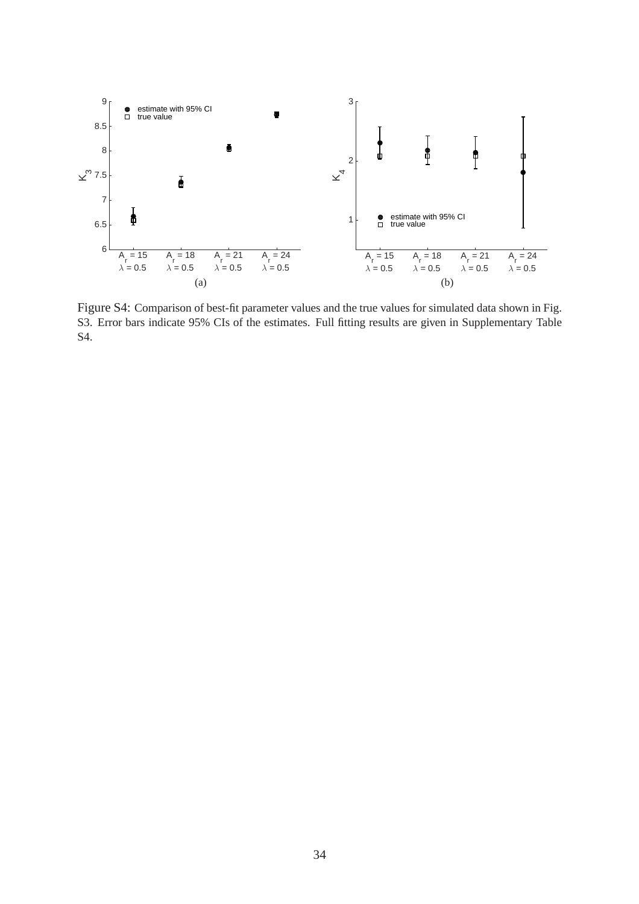(a)

9
8.5
8
7.5
7
6.5
6

$K_3$

estimate with 95% CI
true value

$A_r$ = 15, $\lambda$ = 0.5
$A_r$ = 18, $\lambda$ = 0.5
$A_r$ = 21, $\lambda$ = 0.5
$A_r$ = 24, $\lambda$ = 0.5

(b)

3
2
1

$K_4$

estimate with 95% CI
true value

$A_r$ = 15, $\lambda$ = 0.5
$A_r$ = 18, $\lambda$ = 0.5
$A_r$ = 21, $\lambda$ = 0.5
$A_r$ = 24, $\lambda$ = 0.5

Figure S4: Comparison of best-fit parameter values and the true values for simulated data shown in Fig. S3. Error bars indicate 95% CIs of the estimates. Full fitting results are given in Supplementary Table S4.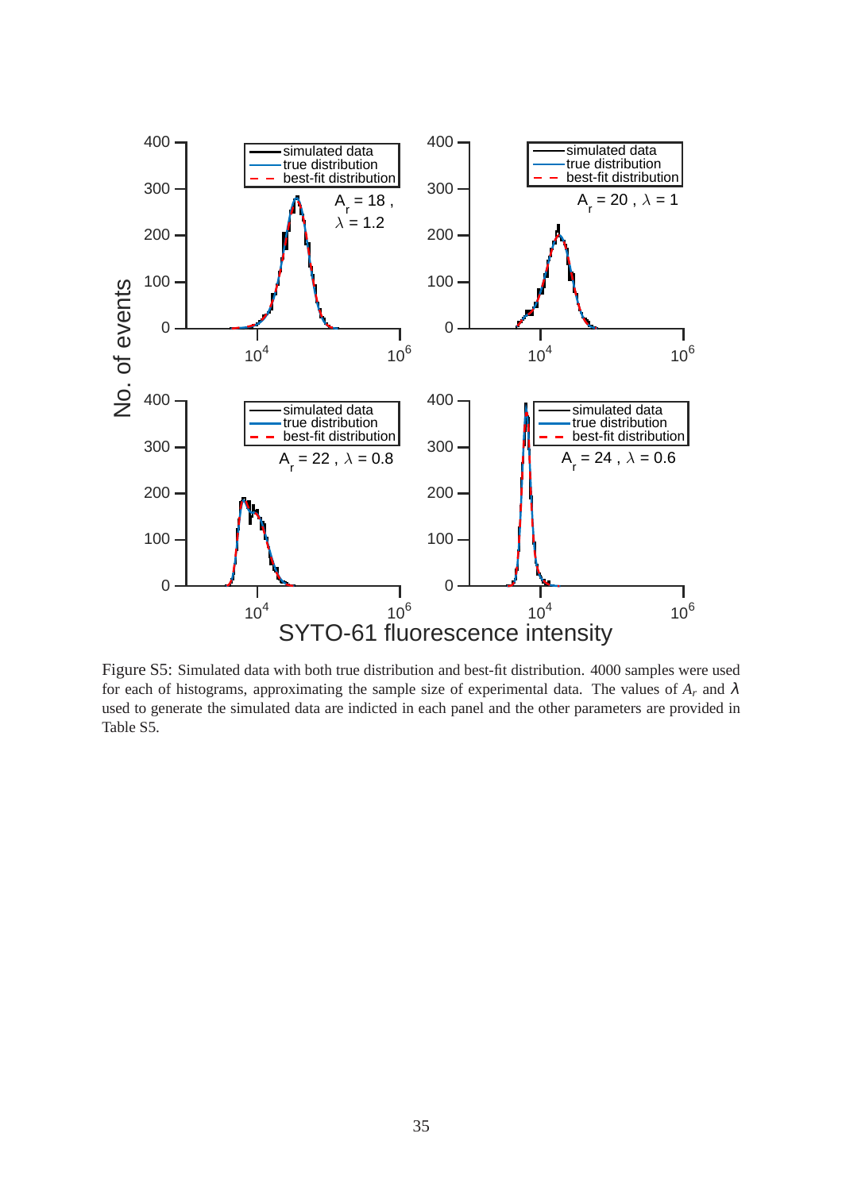No. of events

simulated data
true distribution
best-fit distribution

$A_r$ = 18 , $\lambda$ = 1.2

$A_r$ = 20 , $\lambda$ = 1

$A_r$ = 22 , $\lambda$ = 0.8

$A_r$ = 24 , $\lambda$ = 0.6

400
300
200
100
0

$10^4$
$10^6$

SYTO-61 fluorescence intensity

Figure S5: Simulated data with both true distribution and best-fit distribution. 4000 samples were used for each of histograms, approximating the sample size of experimental data. The values of $A_r$ and $\lambda$ used to generate the simulated data are indicted in each panel and the other parameters are provided in Table S5.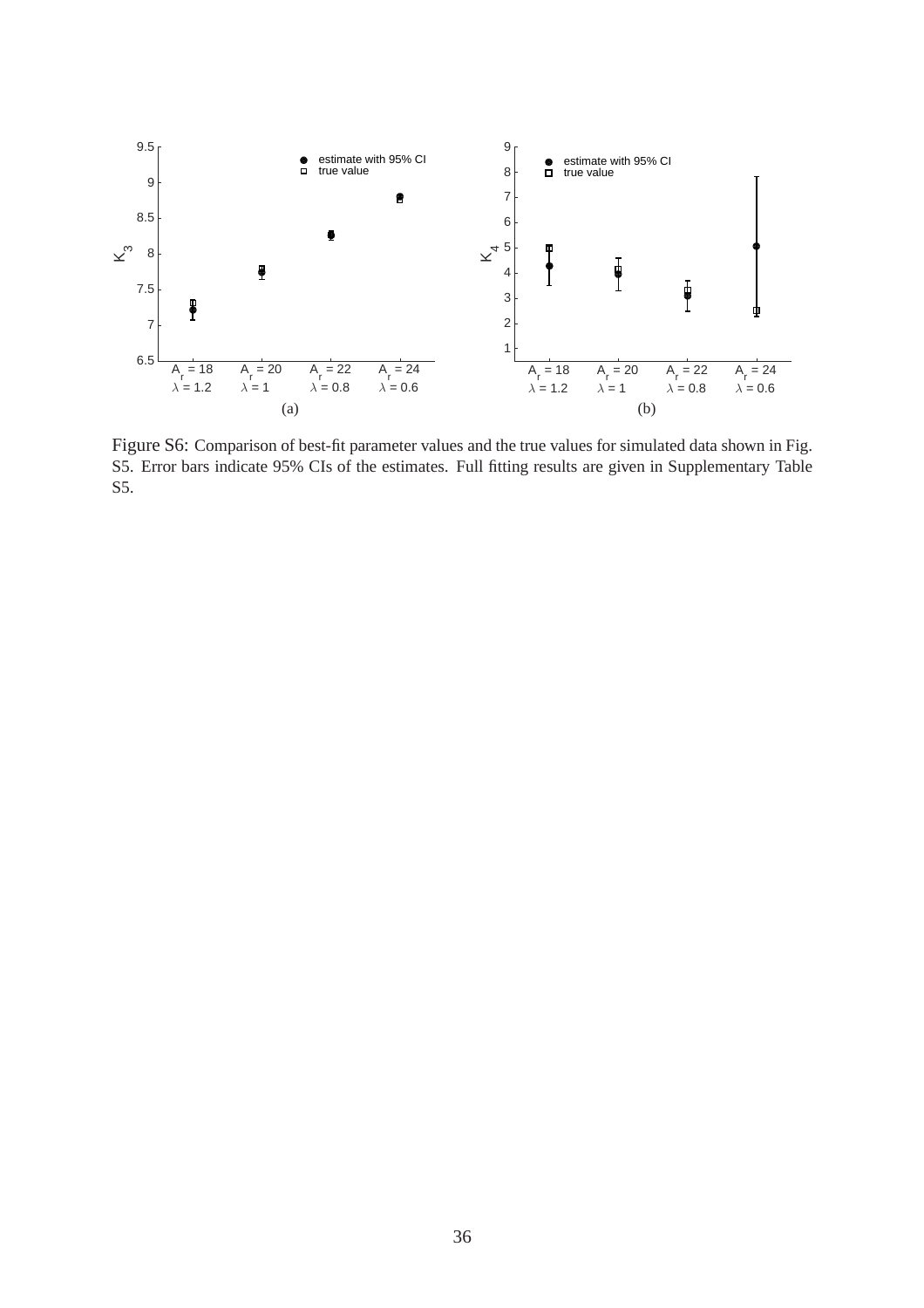9.5
9
8.5
8
7.5
7
6.5

$K_3$

estimate with 95% CI
true value

$A_r = 18$ $\lambda = 1.2$
$A_r = 20$ $\lambda = 1$
$A_r = 22$ $\lambda = 0.8$
$A_r = 24$ $\lambda = 0.6$

(a)

9
8
7
6
5
4
3
2
1

$K_4$

estimate with 95% CI
true value

$A_r = 18$ $\lambda = 1.2$
$A_r = 20$ $\lambda = 1$
$A_r = 22$ $\lambda = 0.8$
$A_r = 24$ $\lambda = 0.6$

(b)

Figure S6: Comparison of best-fit parameter values and the true values for simulated data shown in Fig. S5. Error bars indicate 95% CIs of the estimates. Full fitting results are given in Supplementary Table S5.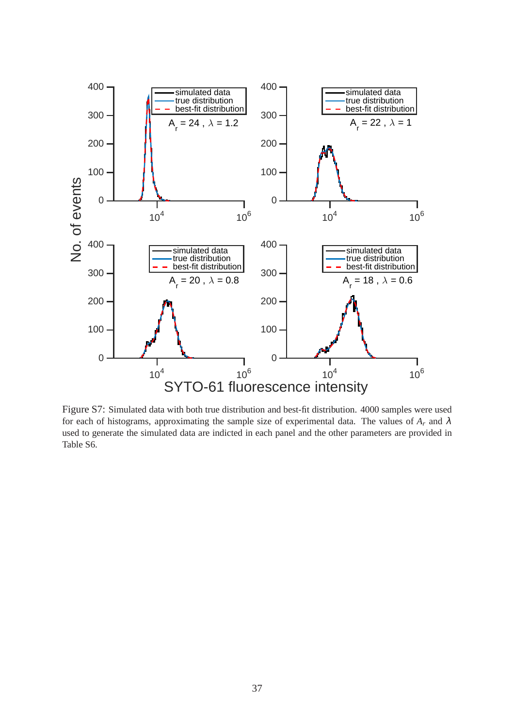No. of events

simulated data
true distribution
best-fit distribution
$A_r$ = 24 , $\lambda$ = 1.2

simulated data
true distribution
best-fit distribution
$A_r$ = 22 , $\lambda$ = 1

simulated data
true distribution
best-fit distribution
$A_r$ = 20 , $\lambda$ = 0.8

simulated data
true distribution
best-fit distribution
$A_r$ = 18 , $\lambda$ = 0.6

0
100
200
300
400

$10^4$
$10^6$

SYTO-61 fluorescence intensity

Figure S7: Simulated data with both true distribution and best-fit distribution. 4000 samples were used for each of histograms, approximating the sample size of experimental data. The values of $A_r$ and $\lambda$ used to generate the simulated data are indicted in each panel and the other parameters are provided in Table S6.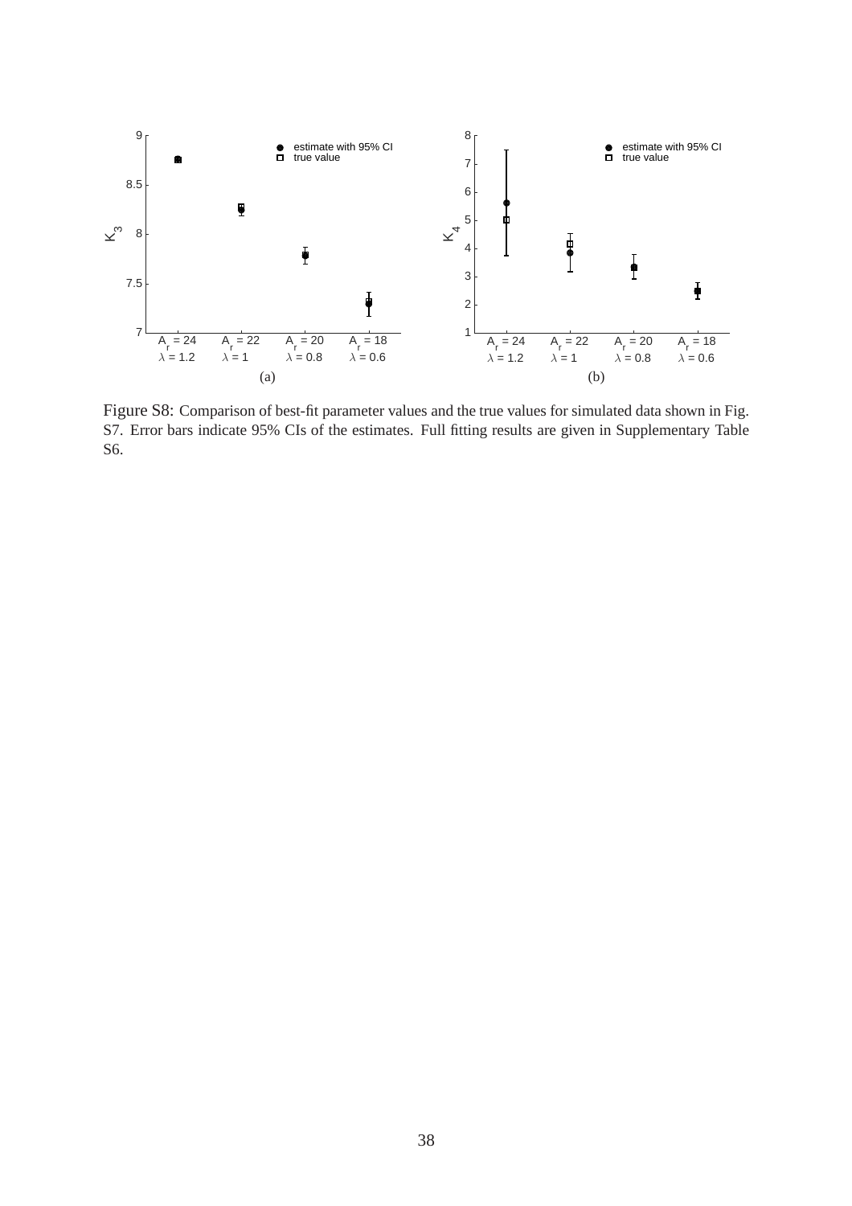9
8.5
8
7.5
7

$K_3$

● estimate with 95% CI
□ true value

$A_r = 24$ $\lambda = 1.2$
$A_r = 22$ $\lambda = 1$
$A_r = 20$ $\lambda = 0.8$
$A_r = 18$ $\lambda = 0.6$

(a)

8
7
6
5
4
3
2
1

$K_4$

● estimate with 95% CI
□ true value

$A_r = 24$ $\lambda = 1.2$
$A_r = 22$ $\lambda = 1$
$A_r = 20$ $\lambda = 0.8$
$A_r = 18$ $\lambda = 0.6$

(b)

Figure S8: Comparison of best-fit parameter values and the true values for simulated data shown in Fig. S7. Error bars indicate 95% CIs of the estimates. Full fitting results are given in Supplementary Table S6.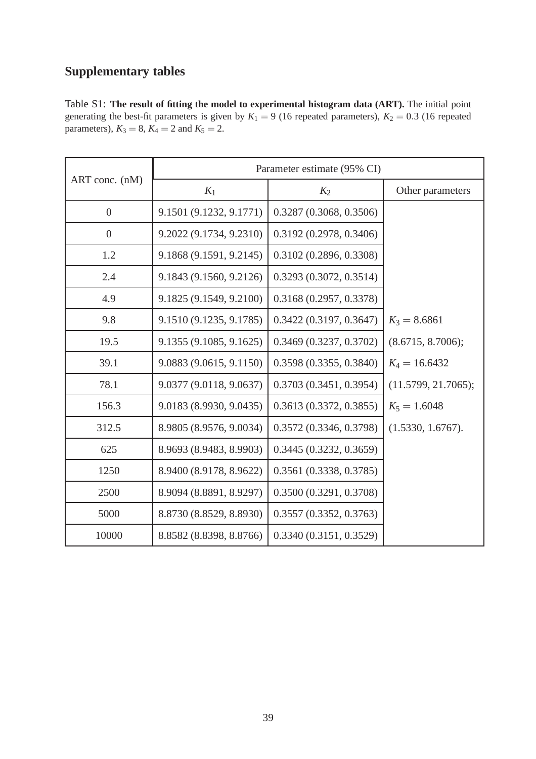## Supplementary tables

Table S1: **The result of fitting the model to experimental histogram data (ART).** The initial point generating the best-fit parameters is given by $K_1 = 9$ (16 repeated parameters), $K_2 = 0.3$ (16 repeated parameters), $K_3 = 8$, $K_4 = 2$ and $K_5 = 2$.

| ART conc. (nM) | Parameter estimate (95% CI) | | |
|---|---|---|---|
| | $K_1$ | $K_2$ | Other parameters |
| 0 | 9.1501 (9.1232, 9.1771) | 0.3287 (0.3068, 0.3506) | |
| 0 | 9.2022 (9.1734, 9.2310) | 0.3192 (0.2978, 0.3406) | |
| 1.2 | 9.1868 (9.1591, 9.2145) | 0.3102 (0.2896, 0.3308) | |
| 2.4 | 9.1843 (9.1560, 9.2126) | 0.3293 (0.3072, 0.3514) | |
| 4.9 | 9.1825 (9.1549, 9.2100) | 0.3168 (0.2957, 0.3378) | |
| 9.8 | 9.1510 (9.1235, 9.1785) | 0.3422 (0.3197, 0.3647) | $K_3 = 8.6861$ |
| 19.5 | 9.1355 (9.1085, 9.1625) | 0.3469 (0.3237, 0.3702) | (8.6715, 8.7006); |
| 39.1 | 9.0883 (9.0615, 9.1150) | 0.3598 (0.3355, 0.3840) | $K_4 = 16.6432$ |
| 78.1 | 9.0377 (9.0118, 9.0637) | 0.3703 (0.3451, 0.3954) | (11.5799, 21.7065); |
| 156.3 | 9.0183 (8.9930, 9.0435) | 0.3613 (0.3372, 0.3855) | $K_5 = 1.6048$ |
| 312.5 | 8.9805 (8.9576, 9.0034) | 0.3572 (0.3346, 0.3798) | (1.5330, 1.6767). |
| 625 | 8.9693 (8.9483, 8.9903) | 0.3445 (0.3232, 0.3659) | |
| 1250 | 8.9400 (8.9178, 8.9622) | 0.3561 (0.3338, 0.3785) | |
| 2500 | 8.9094 (8.8891, 8.9297) | 0.3500 (0.3291, 0.3708) | |
| 5000 | 8.8730 (8.8529, 8.8930) | 0.3557 (0.3352, 0.3763) | |
| 10000 | 8.8582 (8.8398, 8.8766) | 0.3340 (0.3151, 0.3529) | |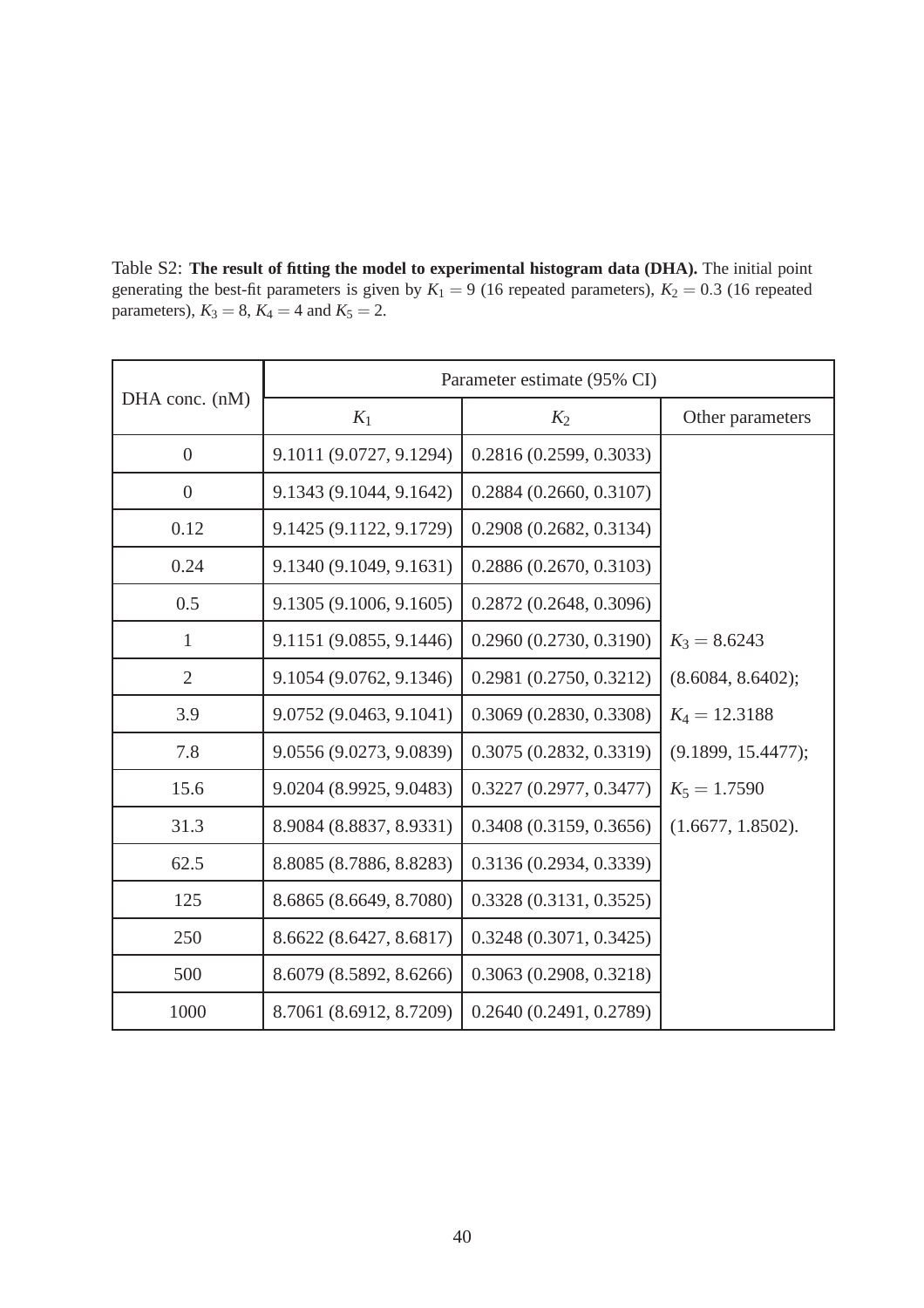Table S2: **The result of fitting the model to experimental histogram data (DHA).** The initial point generating the best-fit parameters is given by $K_1 = 9$ (16 repeated parameters), $K_2 = 0.3$ (16 repeated parameters), $K_3 = 8$, $K_4 = 4$ and $K_5 = 2$.

| DHA conc. (nM) | Parameter estimate (95% CI) | | |
|---|---|---|---|
| | $K_1$ | $K_2$ | Other parameters |
| 0 | 9.1011 (9.0727, 9.1294) | 0.2816 (0.2599, 0.3033) | |
| 0 | 9.1343 (9.1044, 9.1642) | 0.2884 (0.2660, 0.3107) | |
| 0.12 | 9.1425 (9.1122, 9.1729) | 0.2908 (0.2682, 0.3134) | |
| 0.24 | 9.1340 (9.1049, 9.1631) | 0.2886 (0.2670, 0.3103) | |
| 0.5 | 9.1305 (9.1006, 9.1605) | 0.2872 (0.2648, 0.3096) | |
| 1 | 9.1151 (9.0855, 9.1446) | 0.2960 (0.2730, 0.3190) | $K_3 = 8.6243$ |
| 2 | 9.1054 (9.0762, 9.1346) | 0.2981 (0.2750, 0.3212) | (8.6084, 8.6402); |
| 3.9 | 9.0752 (9.0463, 9.1041) | 0.3069 (0.2830, 0.3308) | $K_4 = 12.3188$ |
| 7.8 | 9.0556 (9.0273, 9.0839) | 0.3075 (0.2832, 0.3319) | (9.1899, 15.4477); |
| 15.6 | 9.0204 (8.9925, 9.0483) | 0.3227 (0.2977, 0.3477) | $K_5 = 1.7590$ |
| 31.3 | 8.9084 (8.8837, 8.9331) | 0.3408 (0.3159, 0.3656) | (1.6677, 1.8502). |
| 62.5 | 8.8085 (8.7886, 8.8283) | 0.3136 (0.2934, 0.3339) | |
| 125 | 8.6865 (8.6649, 8.7080) | 0.3328 (0.3131, 0.3525) | |
| 250 | 8.6622 (8.6427, 8.6817) | 0.3248 (0.3071, 0.3425) | |
| 500 | 8.6079 (8.5892, 8.6266) | 0.3063 (0.2908, 0.3218) | |
| 1000 | 8.7061 (8.6912, 8.7209) | 0.2640 (0.2491, 0.2789) | |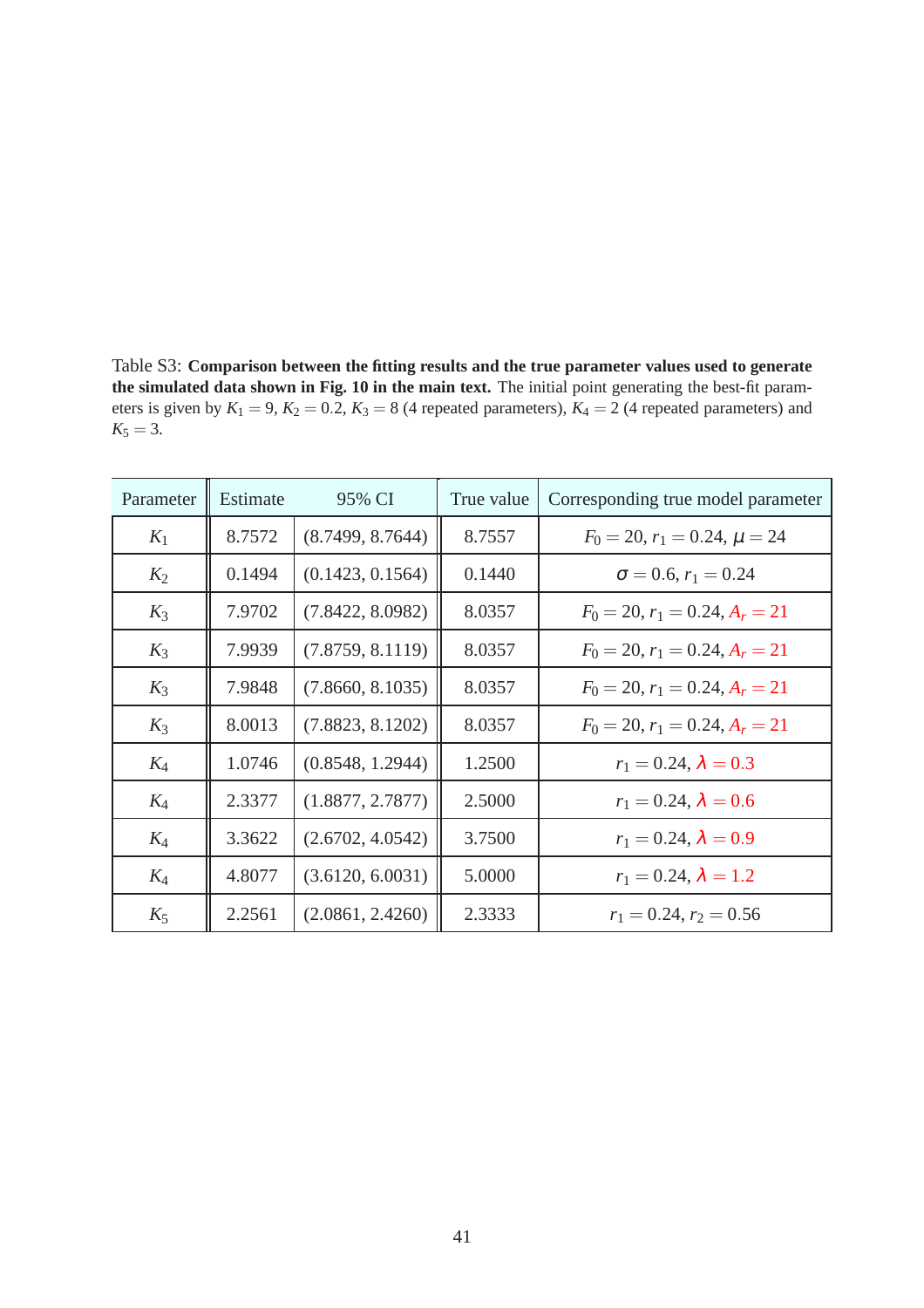Table S3: **Comparison between the fitting results and the true parameter values used to generate the simulated data shown in Fig. 10 in the main text.** The initial point generating the best-fit parameters is given by $K_1 = 9$, $K_2 = 0.2$, $K_3 = 8$ (4 repeated parameters), $K_4 = 2$ (4 repeated parameters) and $K_5 = 3$.

| Parameter | Estimate | 95% CI | True value | Corresponding true model parameter |
|---|---|---|---|---|
| $K_1$ | 8.7572 | (8.7499, 8.7644) | 8.7557 | $F_0 = 20$, $r_1 = 0.24$, $\mu = 24$ |
| $K_2$ | 0.1494 | (0.1423, 0.1564) | 0.1440 | $\sigma = 0.6$, $r_1 = 0.24$ |
| $K_3$ | 7.9702 | (7.8422, 8.0982) | 8.0357 | $F_0 = 20$, $r_1 = 0.24$, $A_r = 21$ |
| $K_3$ | 7.9939 | (7.8759, 8.1119) | 8.0357 | $F_0 = 20$, $r_1 = 0.24$, $A_r = 21$ |
| $K_3$ | 7.9848 | (7.8660, 8.1035) | 8.0357 | $F_0 = 20$, $r_1 = 0.24$, $A_r = 21$ |
| $K_3$ | 8.0013 | (7.8823, 8.1202) | 8.0357 | $F_0 = 20$, $r_1 = 0.24$, $A_r = 21$ |
| $K_4$ | 1.0746 | (0.8548, 1.2944) | 1.2500 | $r_1 = 0.24$, $\lambda = 0.3$ |
| $K_4$ | 2.3377 | (1.8877, 2.7877) | 2.5000 | $r_1 = 0.24$, $\lambda = 0.6$ |
| $K_4$ | 3.3622 | (2.6702, 4.0542) | 3.7500 | $r_1 = 0.24$, $\lambda = 0.9$ |
| $K_4$ | 4.8077 | (3.6120, 6.0031) | 5.0000 | $r_1 = 0.24$, $\lambda = 1.2$ |
| $K_5$ | 2.2561 | (2.0861, 2.4260) | 2.3333 | $r_1 = 0.24$, $r_2 = 0.56$ |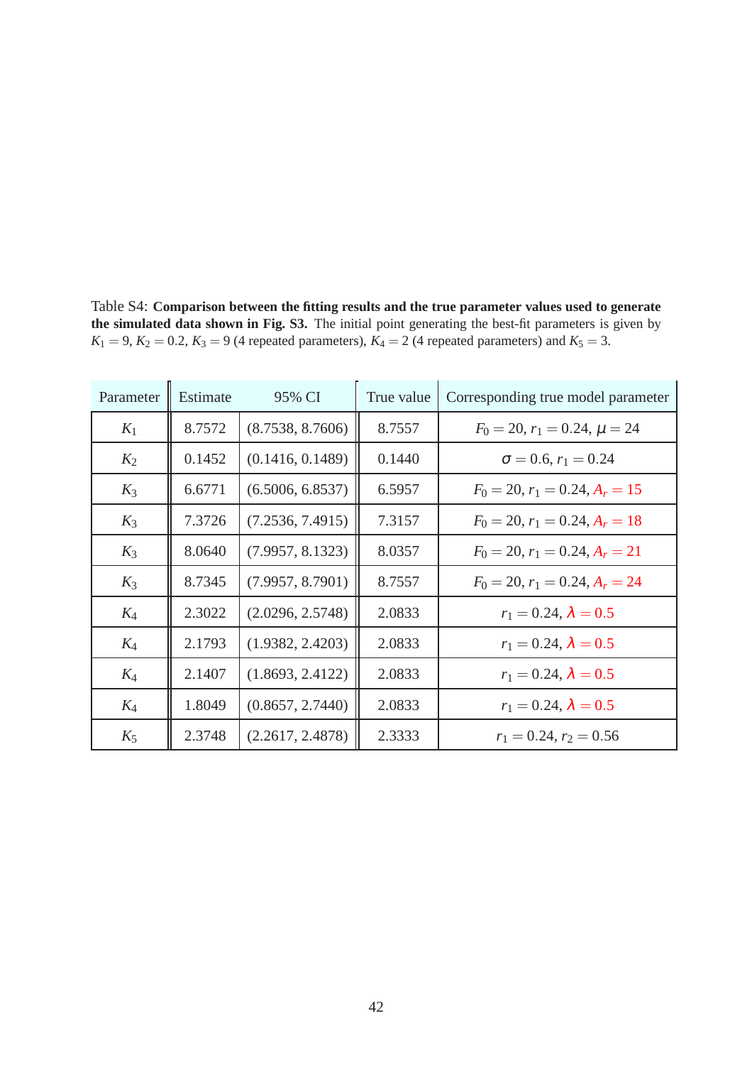Table S4: **Comparison between the fitting results and the true parameter values used to generate the simulated data shown in Fig. S3.** The initial point generating the best-fit parameters is given by $K_1 = 9$, $K_2 = 0.2$, $K_3 = 9$ (4 repeated parameters), $K_4 = 2$ (4 repeated parameters) and $K_5 = 3$.

| Parameter | Estimate | 95% CI | True value | Corresponding true model parameter |
|---|---|---|---|---|
| $K_1$ | 8.7572 | (8.7538, 8.7606) | 8.7557 | $F_0 = 20$, $r_1 = 0.24$, $\mu = 24$ |
| $K_2$ | 0.1452 | (0.1416, 0.1489) | 0.1440 | $\sigma = 0.6$, $r_1 = 0.24$ |
| $K_3$ | 6.6771 | (6.5006, 6.8537) | 6.5957 | $F_0 = 20$, $r_1 = 0.24$, $A_r = 15$ |
| $K_3$ | 7.3726 | (7.2536, 7.4915) | 7.3157 | $F_0 = 20$, $r_1 = 0.24$, $A_r = 18$ |
| $K_3$ | 8.0640 | (7.9957, 8.1323) | 8.0357 | $F_0 = 20$, $r_1 = 0.24$, $A_r = 21$ |
| $K_3$ | 8.7345 | (7.9957, 8.7901) | 8.7557 | $F_0 = 20$, $r_1 = 0.24$, $A_r = 24$ |
| $K_4$ | 2.3022 | (2.0296, 2.5748) | 2.0833 | $r_1 = 0.24$, $\lambda = 0.5$ |
| $K_4$ | 2.1793 | (1.9382, 2.4203) | 2.0833 | $r_1 = 0.24$, $\lambda = 0.5$ |
| $K_4$ | 2.1407 | (1.8693, 2.4122) | 2.0833 | $r_1 = 0.24$, $\lambda = 0.5$ |
| $K_4$ | 1.8049 | (0.8657, 2.7440) | 2.0833 | $r_1 = 0.24$, $\lambda = 0.5$ |
| $K_5$ | 2.3748 | (2.2617, 2.4878) | 2.3333 | $r_1 = 0.24$, $r_2 = 0.56$ |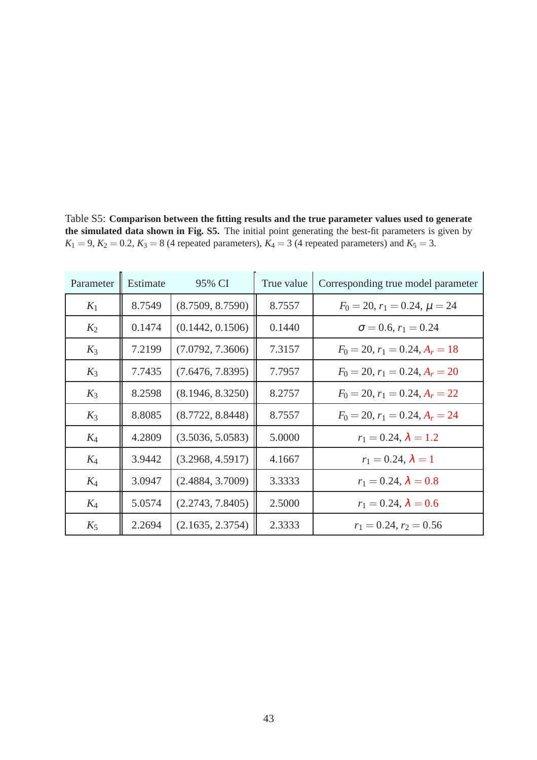Table S5: **Comparison between the fitting results and the true parameter values used to generate the simulated data shown in Fig. S5.** The initial point generating the best-fit parameters is given by $K_1 = 9$, $K_2 = 0.2$, $K_3 = 8$ (4 repeated parameters), $K_4 = 3$ (4 repeated parameters) and $K_5 = 3$.

| Parameter | Estimate | 95% CI | True value | Corresponding true model parameter |
|---|---|---|---|---|
| $K_1$ | 8.7549 | (8.7509, 8.7590) | 8.7557 | $F_0 = 20$, $r_1 = 0.24$, $\mu = 24$ |
| $K_2$ | 0.1474 | (0.1442, 0.1506) | 0.1440 | $\sigma = 0.6$, $r_1 = 0.24$ |
| $K_3$ | 7.2199 | (7.0792, 7.3606) | 7.3157 | $F_0 = 20$, $r_1 = 0.24$, $A_r = 18$ |
| $K_3$ | 7.7435 | (7.6476, 7.8395) | 7.7957 | $F_0 = 20$, $r_1 = 0.24$, $A_r = 20$ |
| $K_3$ | 8.2598 | (8.1946, 8.3250) | 8.2757 | $F_0 = 20$, $r_1 = 0.24$, $A_r = 22$ |
| $K_3$ | 8.8085 | (8.7722, 8.8448) | 8.7557 | $F_0 = 20$, $r_1 = 0.24$, $A_r = 24$ |
| $K_4$ | 4.2809 | (3.5036, 5.0583) | 5.0000 | $r_1 = 0.24$, $\lambda = 1.2$ |
| $K_4$ | 3.9442 | (3.2968, 4.5917) | 4.1667 | $r_1 = 0.24$, $\lambda = 1$ |
| $K_4$ | 3.0947 | (2.4884, 3.7009) | 3.3333 | $r_1 = 0.24$, $\lambda = 0.8$ |
| $K_4$ | 5.0574 | (2.2743, 7.8405) | 2.5000 | $r_1 = 0.24$, $\lambda = 0.6$ |
| $K_5$ | 2.2694 | (2.1635, 2.3754) | 2.3333 | $r_1 = 0.24$, $r_2 = 0.56$ |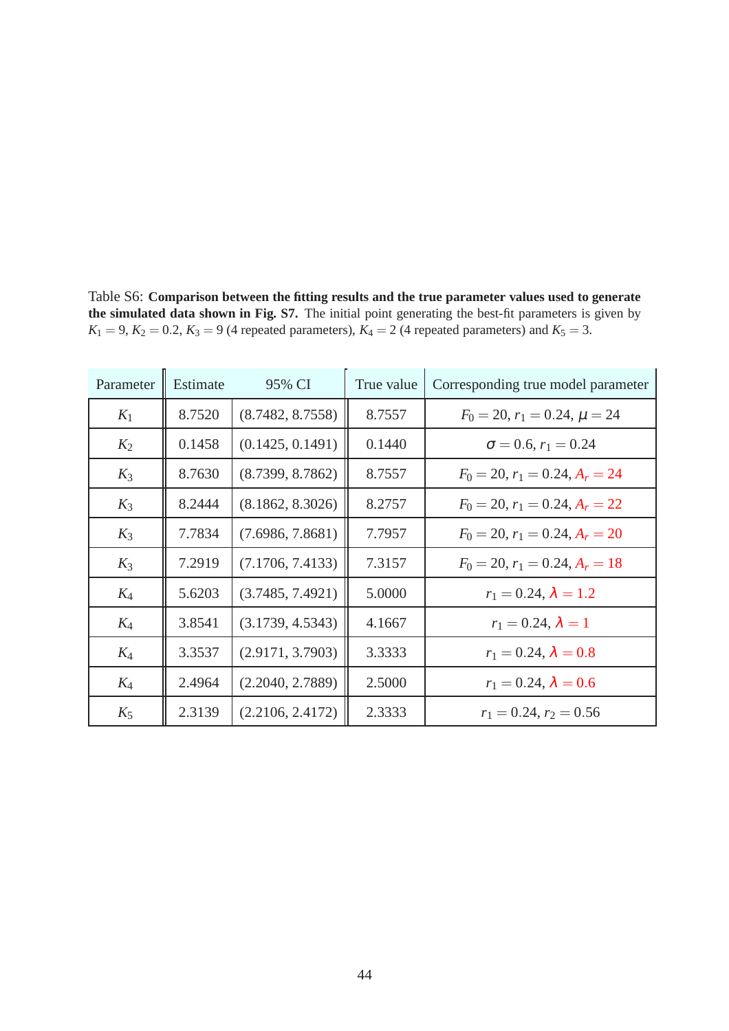Table S6: **Comparison between the fitting results and the true parameter values used to generate the simulated data shown in Fig. S7.** The initial point generating the best-fit parameters is given by $K_1 = 9$, $K_2 = 0.2$, $K_3 = 9$ (4 repeated parameters), $K_4 = 2$ (4 repeated parameters) and $K_5 = 3$.

| Parameter | Estimate | 95% CI | True value | Corresponding true model parameter |
|---|---|---|---|---|
| $K_1$ | 8.7520 | (8.7482, 8.7558) | 8.7557 | $F_0 = 20$, $r_1 = 0.24$, $\mu = 24$ |
| $K_2$ | 0.1458 | (0.1425, 0.1491) | 0.1440 | $\sigma = 0.6$, $r_1 = 0.24$ |
| $K_3$ | 8.7630 | (8.7399, 8.7862) | 8.7557 | $F_0 = 20$, $r_1 = 0.24$, $A_r = 24$ |
| $K_3$ | 8.2444 | (8.1862, 8.3026) | 8.2757 | $F_0 = 20$, $r_1 = 0.24$, $A_r = 22$ |
| $K_3$ | 7.7834 | (7.6986, 7.8681) | 7.7957 | $F_0 = 20$, $r_1 = 0.24$, $A_r = 20$ |
| $K_3$ | 7.2919 | (7.1706, 7.4133) | 7.3157 | $F_0 = 20$, $r_1 = 0.24$, $A_r = 18$ |
| $K_4$ | 5.6203 | (3.7485, 7.4921) | 5.0000 | $r_1 = 0.24$, $\lambda = 1.2$ |
| $K_4$ | 3.8541 | (3.1739, 4.5343) | 4.1667 | $r_1 = 0.24$, $\lambda = 1$ |
| $K_4$ | 3.3537 | (2.9171, 3.7903) | 3.3333 | $r_1 = 0.24$, $\lambda = 0.8$ |
| $K_4$ | 2.4964 | (2.2040, 2.7889) | 2.5000 | $r_1 = 0.24$, $\lambda = 0.6$ |
| $K_5$ | 2.3139 | (2.2106, 2.4172) | 2.3333 | $r_1 = 0.24$, $r_2 = 0.56$ |